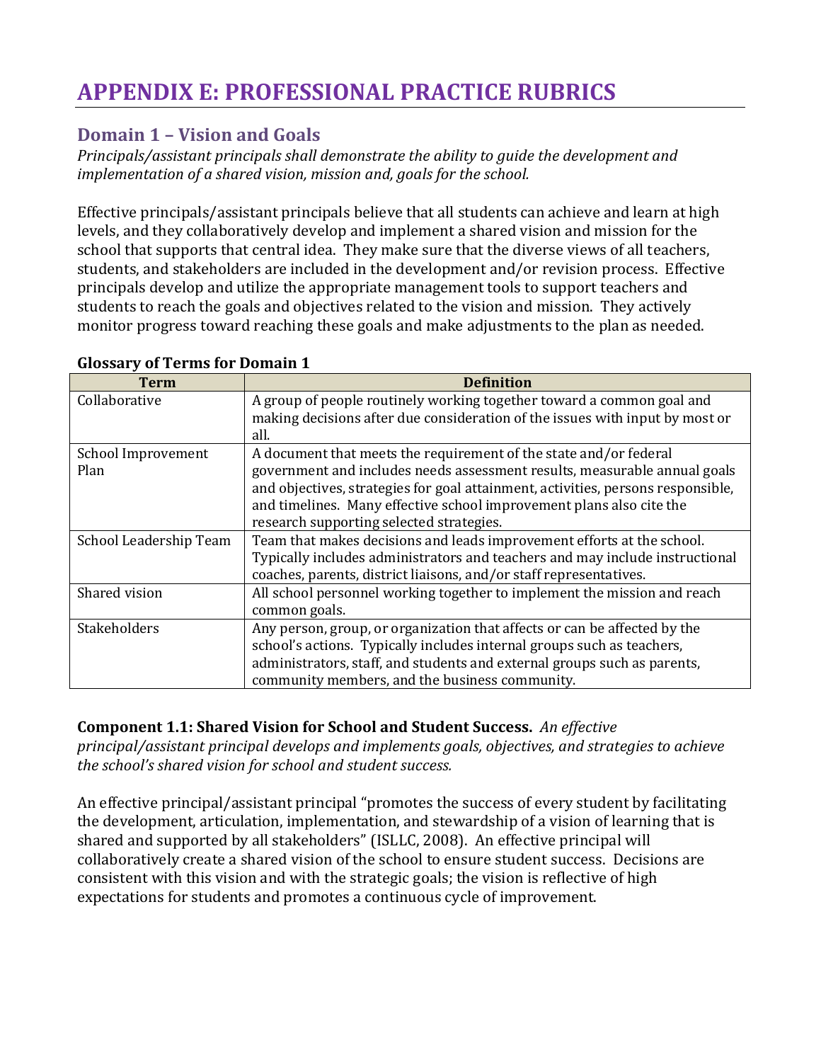# APPENDIX E: PROFESSIONAL PRACTICE RUBRICS

## Domain 1 – Vision and Goals

*Principals/assistant principals shall demonstrate the ability to guide the development and implementation of a shared vision, mission and, goals for the school.*

Effective principals/assistant principals believe that all students can achieve and learn at high levels, and they collaboratively develop and implement a shared vision and mission for the school that supports that central idea. They make sure that the diverse views of all teachers, students, and stakeholders are included in the development and/or revision process. Effective principals develop and utilize the appropriate management tools to support teachers and students to reach the goals and objectives related to the vision and mission. They actively monitor progress toward reaching these goals and make adjustments to the plan as needed.

**Glossary of Terms for Domain 1**

| Term | Definition |
| --- | --- |
| Collaborative | A group of people routinely working together toward a common goal and making decisions after due consideration of the issues with input by most or all. |
| School Improvement Plan | A document that meets the requirement of the state and/or federal government and includes needs assessment results, measurable annual goals and objectives, strategies for goal attainment, activities, persons responsible, and timelines. Many effective school improvement plans also cite the research supporting selected strategies. |
| School Leadership Team | Team that makes decisions and leads improvement efforts at the school. Typically includes administrators and teachers and may include instructional coaches, parents, district liaisons, and/or staff representatives. |
| Shared vision | All school personnel working together to implement the mission and reach common goals. |
| Stakeholders | Any person, group, or organization that affects or can be affected by the school's actions. Typically includes internal groups such as teachers, administrators, staff, and students and external groups such as parents, community members, and the business community. |

**Component 1.1: Shared Vision for School and Student Success.** *An effective principal/assistant principal develops and implements goals, objectives, and strategies to achieve the school's shared vision for school and student success.*

An effective principal/assistant principal "promotes the success of every student by facilitating the development, articulation, implementation, and stewardship of a vision of learning that is shared and supported by all stakeholders" (ISLLC, 2008). An effective principal will collaboratively create a shared vision of the school to ensure student success. Decisions are consistent with this vision and with the strategic goals; the vision is reflective of high expectations for students and promotes a continuous cycle of improvement.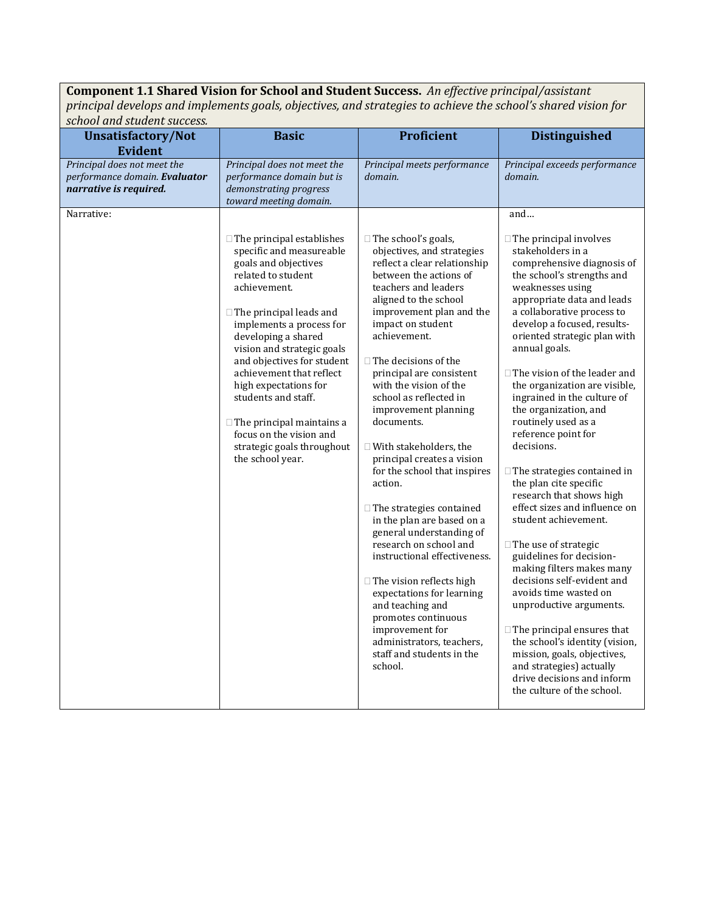**Component 1.1 Shared Vision for School and Student Success.** *An effective principal/assistant principal develops and implements goals, objectives, and strategies to achieve the school's shared vision for school and student success.*

| Unsatisfactory/Not Evident | Basic | Proficient | Distinguished |
|---|---|---|---|
| *Principal does not meet the performance domain.* ***Evaluator narrative is required.*** | *Principal does not meet the performance domain but is demonstrating progress toward meeting domain.* | *Principal meets performance domain.* | *Principal exceeds performance domain.* |
| Narrative: | ☐ The principal establishes specific and measureable goals and objectives related to student achievement.<br><br>☐ The principal leads and implements a process for developing a shared vision and strategic goals and objectives for student achievement that reflect high expectations for students and staff.<br><br>☐ The principal maintains a focus on the vision and strategic goals throughout the school year. | ☐ The school's goals, objectives, and strategies reflect a clear relationship between the actions of teachers and leaders aligned to the school improvement plan and the impact on student achievement.<br><br>☐ The decisions of the principal are consistent with the vision of the school as reflected in improvement planning documents.<br><br>☐ With stakeholders, the principal creates a vision for the school that inspires action.<br><br>☐ The strategies contained in the plan are based on a general understanding of research on school and instructional effectiveness.<br><br>☐ The vision reflects high expectations for learning and teaching and promotes continuous improvement for administrators, teachers, staff and students in the school. | and…<br><br>☐ The principal involves stakeholders in a comprehensive diagnosis of the school's strengths and weaknesses using appropriate data and leads a collaborative process to develop a focused, results-oriented strategic plan with annual goals.<br><br>☐ The vision of the leader and the organization are visible, ingrained in the culture of the organization, and routinely used as a reference point for decisions.<br><br>☐ The strategies contained in the plan cite specific research that shows high effect sizes and influence on student achievement.<br><br>☐ The use of strategic guidelines for decision-making filters makes many decisions self-evident and avoids time wasted on unproductive arguments.<br><br>☐ The principal ensures that the school's identity (vision, mission, goals, objectives, and strategies) actually drive decisions and inform the culture of the school. |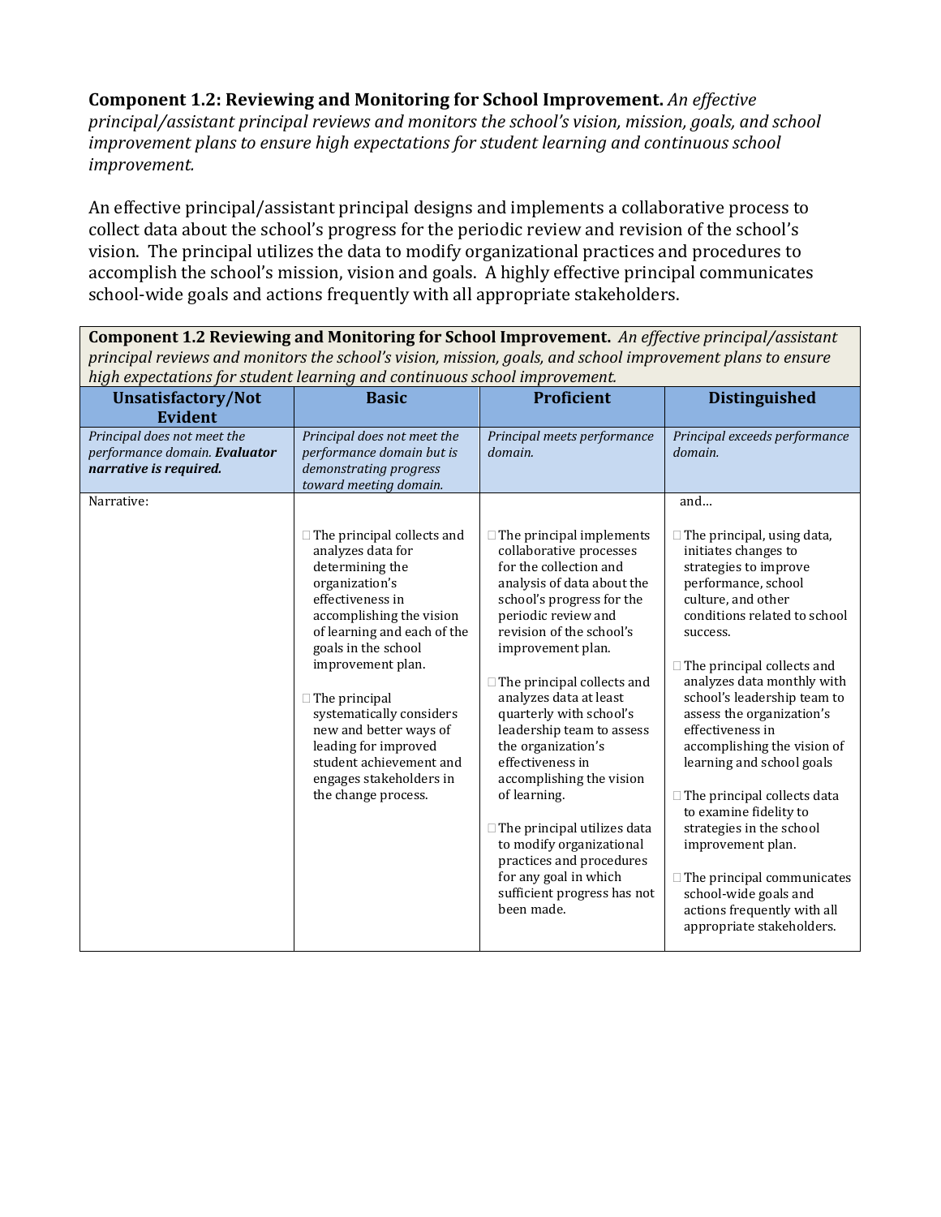**Component 1.2: Reviewing and Monitoring for School Improvement.** *An effective principal/assistant principal reviews and monitors the school's vision, mission, goals, and school improvement plans to ensure high expectations for student learning and continuous school improvement.*

An effective principal/assistant principal designs and implements a collaborative process to collect data about the school's progress for the periodic review and revision of the school's vision. The principal utilizes the data to modify organizational practices and procedures to accomplish the school's mission, vision and goals. A highly effective principal communicates school-wide goals and actions frequently with all appropriate stakeholders.

| **Component 1.2 Reviewing and Monitoring for School Improvement.** *An effective principal/assistant principal reviews and monitors the school's vision, mission, goals, and school improvement plans to ensure high expectations for student learning and continuous school improvement.* | | | |
|---|---|---|---|
| **Unsatisfactory/Not Evident** | **Basic** | **Proficient** | **Distinguished** |
| *Principal does not meet the performance domain.* ***Evaluator narrative is required.*** | *Principal does not meet the performance domain but is demonstrating progress toward meeting domain.* | *Principal meets performance domain.* | *Principal exceeds performance domain.* |
| Narrative: | ☐ The principal collects and analyzes data for determining the organization's effectiveness in accomplishing the vision of learning and each of the goals in the school improvement plan.<br><br>☐ The principal systematically considers new and better ways of leading for improved student achievement and engages stakeholders in the change process. | ☐ The principal implements collaborative processes for the collection and analysis of data about the school's progress for the periodic review and revision of the school's improvement plan.<br><br>☐ The principal collects and analyzes data at least quarterly with school's leadership team to assess the organization's effectiveness in accomplishing the vision of learning.<br><br>☐ The principal utilizes data to modify organizational practices and procedures for any goal in which sufficient progress has not been made. | and…<br><br>☐ The principal, using data, initiates changes to strategies to improve performance, school culture, and other conditions related to school success.<br><br>☐ The principal collects and analyzes data monthly with school's leadership team to assess the organization's effectiveness in accomplishing the vision of learning and school goals<br><br>☐ The principal collects data to examine fidelity to strategies in the school improvement plan.<br><br>☐ The principal communicates school-wide goals and actions frequently with all appropriate stakeholders. |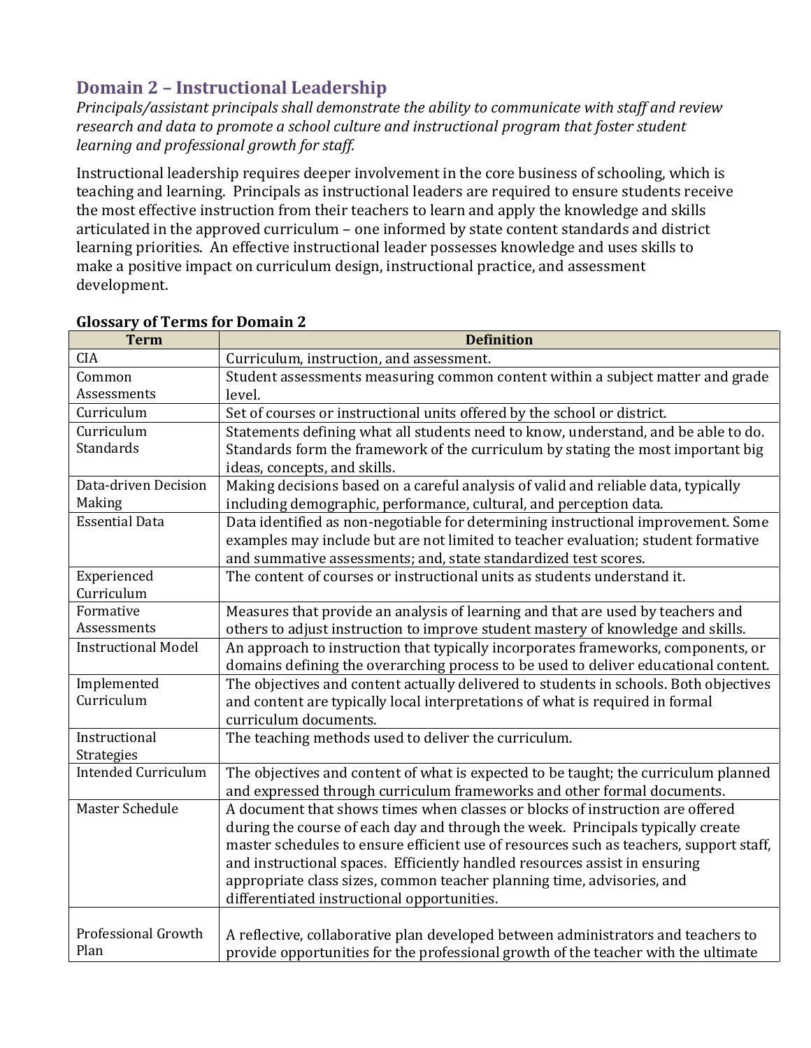## Domain 2 – Instructional Leadership

*Principals/assistant principals shall demonstrate the ability to communicate with staff and review research and data to promote a school culture and instructional program that foster student learning and professional growth for staff.*

Instructional leadership requires deeper involvement in the core business of schooling, which is teaching and learning. Principals as instructional leaders are required to ensure students receive the most effective instruction from their teachers to learn and apply the knowledge and skills articulated in the approved curriculum – one informed by state content standards and district learning priorities. An effective instructional leader possesses knowledge and uses skills to make a positive impact on curriculum design, instructional practice, and assessment development.

**Glossary of Terms for Domain 2**

| Term | Definition |
|---|---|
| CIA | Curriculum, instruction, and assessment. |
| Common Assessments | Student assessments measuring common content within a subject matter and grade level. |
| Curriculum | Set of courses or instructional units offered by the school or district. |
| Curriculum Standards | Statements defining what all students need to know, understand, and be able to do. Standards form the framework of the curriculum by stating the most important big ideas, concepts, and skills. |
| Data-driven Decision Making | Making decisions based on a careful analysis of valid and reliable data, typically including demographic, performance, cultural, and perception data. |
| Essential Data | Data identified as non-negotiable for determining instructional improvement. Some examples may include but are not limited to teacher evaluation; student formative and summative assessments; and, state standardized test scores. |
| Experienced Curriculum | The content of courses or instructional units as students understand it. |
| Formative Assessments | Measures that provide an analysis of learning and that are used by teachers and others to adjust instruction to improve student mastery of knowledge and skills. |
| Instructional Model | An approach to instruction that typically incorporates frameworks, components, or domains defining the overarching process to be used to deliver educational content. |
| Implemented Curriculum | The objectives and content actually delivered to students in schools. Both objectives and content are typically local interpretations of what is required in formal curriculum documents. |
| Instructional Strategies | The teaching methods used to deliver the curriculum. |
| Intended Curriculum | The objectives and content of what is expected to be taught; the curriculum planned and expressed through curriculum frameworks and other formal documents. |
| Master Schedule | A document that shows times when classes or blocks of instruction are offered during the course of each day and through the week. Principals typically create master schedules to ensure efficient use of resources such as teachers, support staff, and instructional spaces. Efficiently handled resources assist in ensuring appropriate class sizes, common teacher planning time, advisories, and differentiated instructional opportunities. |
| Professional Growth Plan | A reflective, collaborative plan developed between administrators and teachers to provide opportunities for the professional growth of the teacher with the ultimate |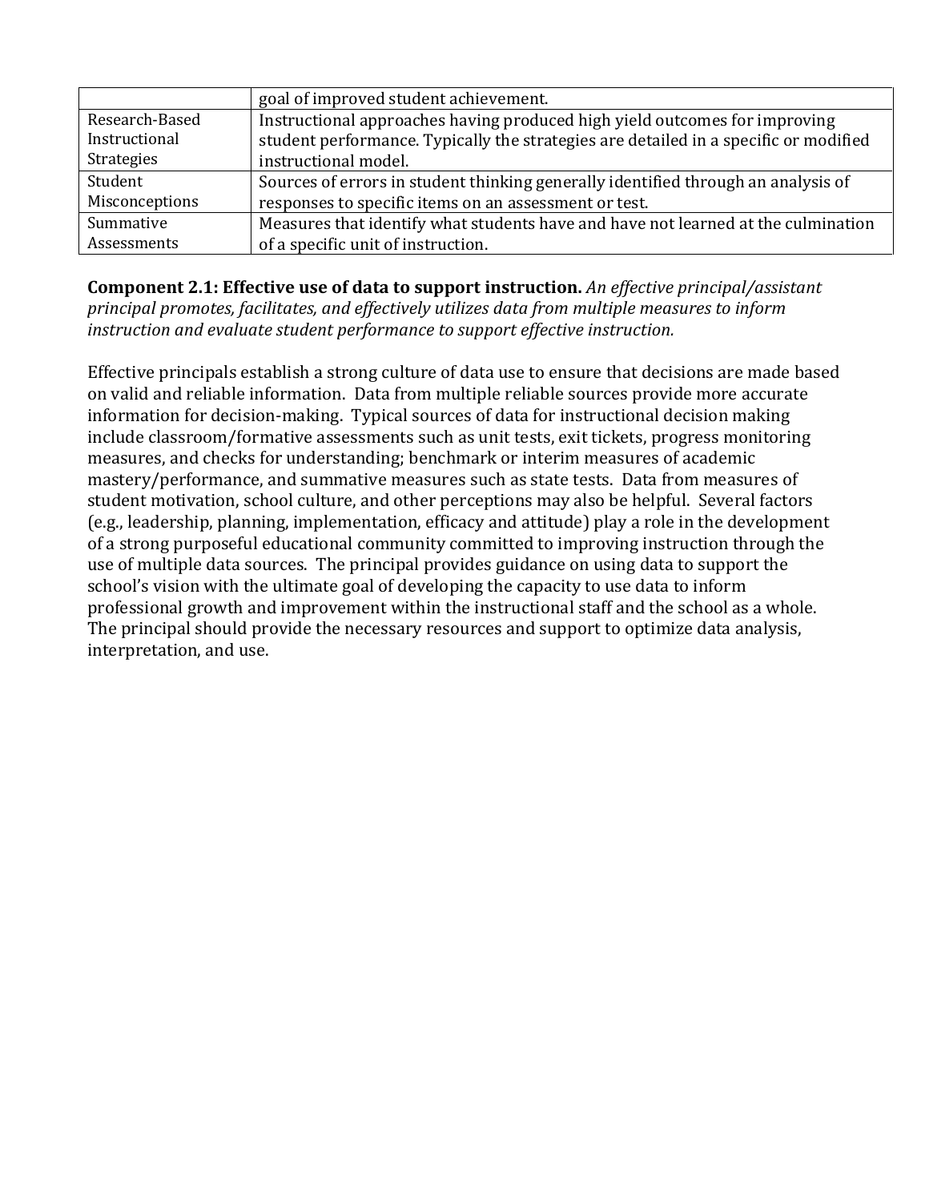| | |
|---|---|
| | goal of improved student achievement. |
| Research-Based Instructional Strategies | Instructional approaches having produced high yield outcomes for improving student performance. Typically the strategies are detailed in a specific or modified instructional model. |
| Student Misconceptions | Sources of errors in student thinking generally identified through an analysis of responses to specific items on an assessment or test. |
| Summative Assessments | Measures that identify what students have and have not learned at the culmination of a specific unit of instruction. |

**Component 2.1: Effective use of data to support instruction.** *An effective principal/assistant principal promotes, facilitates, and effectively utilizes data from multiple measures to inform instruction and evaluate student performance to support effective instruction.*

Effective principals establish a strong culture of data use to ensure that decisions are made based on valid and reliable information. Data from multiple reliable sources provide more accurate information for decision-making. Typical sources of data for instructional decision making include classroom/formative assessments such as unit tests, exit tickets, progress monitoring measures, and checks for understanding; benchmark or interim measures of academic mastery/performance, and summative measures such as state tests. Data from measures of student motivation, school culture, and other perceptions may also be helpful. Several factors (e.g., leadership, planning, implementation, efficacy and attitude) play a role in the development of a strong purposeful educational community committed to improving instruction through the use of multiple data sources. The principal provides guidance on using data to support the school's vision with the ultimate goal of developing the capacity to use data to inform professional growth and improvement within the instructional staff and the school as a whole. The principal should provide the necessary resources and support to optimize data analysis, interpretation, and use.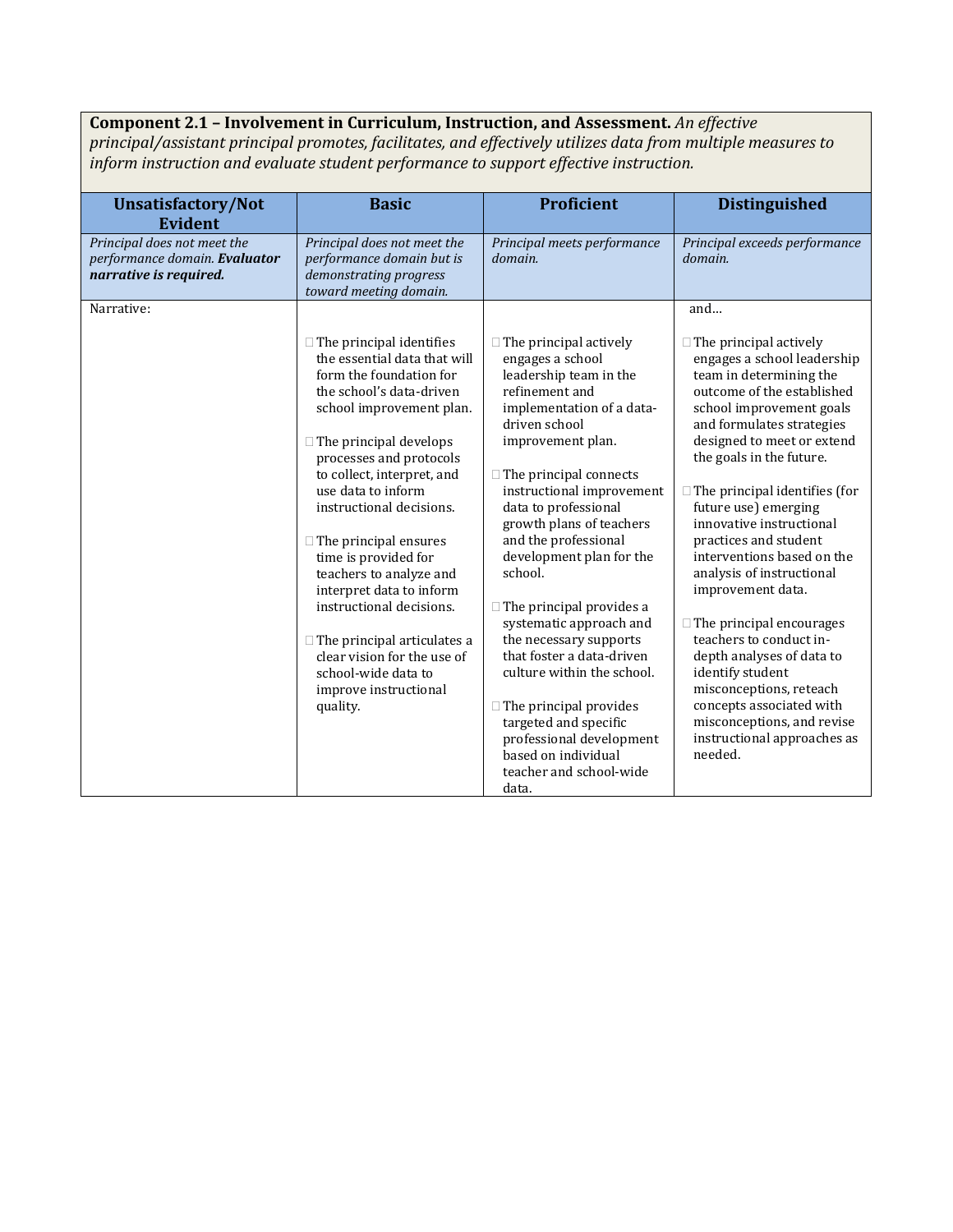**Component 2.1 – Involvement in Curriculum, Instruction, and Assessment.** *An effective principal/assistant principal promotes, facilitates, and effectively utilizes data from multiple measures to inform instruction and evaluate student performance to support effective instruction.*

| Unsatisfactory/Not Evident | Basic | Proficient | Distinguished |
|---|---|---|---|
| *Principal does not meet the performance domain.* ***Evaluator narrative is required.*** | *Principal does not meet the performance domain but is demonstrating progress toward meeting domain.* | *Principal meets performance domain.* | *Principal exceeds performance domain.* |
| Narrative: | ☐ The principal identifies the essential data that will form the foundation for the school's data-driven school improvement plan.<br><br>☐ The principal develops processes and protocols to collect, interpret, and use data to inform instructional decisions.<br><br>☐ The principal ensures time is provided for teachers to analyze and interpret data to inform instructional decisions.<br><br>☐ The principal articulates a clear vision for the use of school-wide data to improve instructional quality. | ☐ The principal actively engages a school leadership team in the refinement and implementation of a data-driven school improvement plan.<br><br>☐ The principal connects instructional improvement data to professional growth plans of teachers and the professional development plan for the school.<br><br>☐ The principal provides a systematic approach and the necessary supports that foster a data-driven culture within the school.<br><br>☐ The principal provides targeted and specific professional development based on individual teacher and school-wide data. | and…<br><br>☐ The principal actively engages a school leadership team in determining the outcome of the established school improvement goals and formulates strategies designed to meet or extend the goals in the future.<br><br>☐ The principal identifies (for future use) emerging innovative instructional practices and student interventions based on the analysis of instructional improvement data.<br><br>☐ The principal encourages teachers to conduct in-depth analyses of data to identify student misconceptions, reteach concepts associated with misconceptions, and revise instructional approaches as needed. |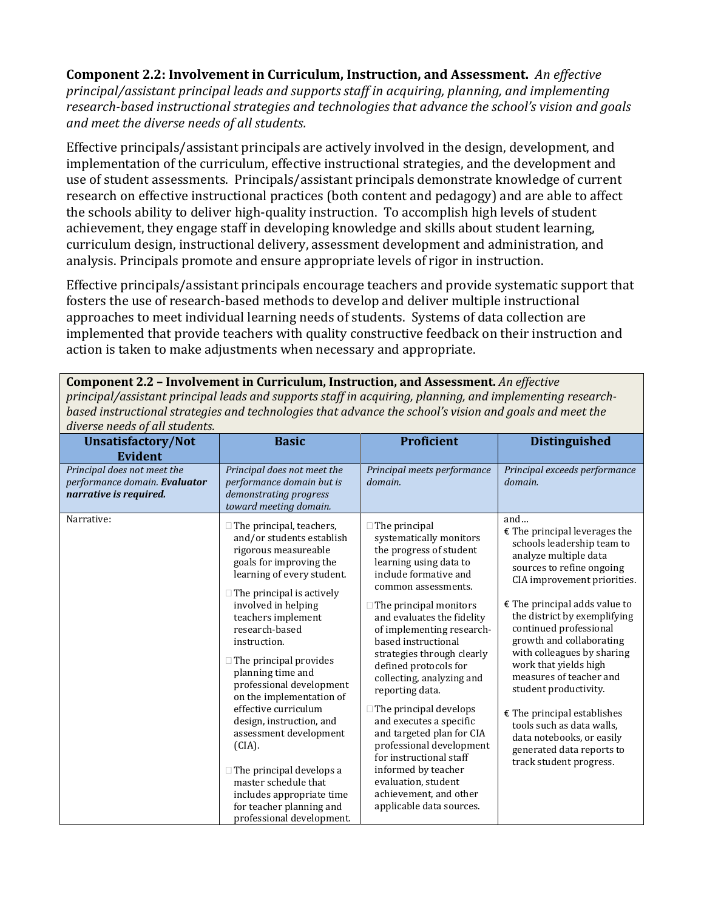**Component 2.2: Involvement in Curriculum, Instruction, and Assessment.** *An effective principal/assistant principal leads and supports staff in acquiring, planning, and implementing research-based instructional strategies and technologies that advance the school's vision and goals and meet the diverse needs of all students.*

Effective principals/assistant principals are actively involved in the design, development, and implementation of the curriculum, effective instructional strategies, and the development and use of student assessments. Principals/assistant principals demonstrate knowledge of current research on effective instructional practices (both content and pedagogy) and are able to affect the schools ability to deliver high-quality instruction. To accomplish high levels of student achievement, they engage staff in developing knowledge and skills about student learning, curriculum design, instructional delivery, assessment development and administration, and analysis. Principals promote and ensure appropriate levels of rigor in instruction.

Effective principals/assistant principals encourage teachers and provide systematic support that fosters the use of research-based methods to develop and deliver multiple instructional approaches to meet individual learning needs of students. Systems of data collection are implemented that provide teachers with quality constructive feedback on their instruction and action is taken to make adjustments when necessary and appropriate.

**Component 2.2 – Involvement in Curriculum, Instruction, and Assessment.** *An effective principal/assistant principal leads and supports staff in acquiring, planning, and implementing research-based instructional strategies and technologies that advance the school's vision and goals and meet the diverse needs of all students.*

| Unsatisfactory/Not Evident | Basic | Proficient | Distinguished |
|---|---|---|---|
| *Principal does not meet the performance domain.* ***Evaluator narrative is required.*** | *Principal does not meet the performance domain but is demonstrating progress toward meeting domain.* | *Principal meets performance domain.* | *Principal exceeds performance domain.* |
| Narrative: | □ The principal, teachers, and/or students establish rigorous measureable goals for improving the learning of every student.<br>□ The principal is actively involved in helping teachers implement research-based instruction.<br>□ The principal provides planning time and professional development on the implementation of effective curriculum design, instruction, and assessment development (CIA).<br>□ The principal develops a master schedule that includes appropriate time for teacher planning and professional development. | □ The principal systematically monitors the progress of student learning using data to include formative and common assessments.<br>□ The principal monitors and evaluates the fidelity of implementing research-based instructional strategies through clearly defined protocols for collecting, analyzing and reporting data.<br>□ The principal develops and executes a specific and targeted plan for CIA professional development for instructional staff informed by teacher evaluation, student achievement, and other applicable data sources. | and…<br>€ The principal leverages the schools leadership team to analyze multiple data sources to refine ongoing CIA improvement priorities.<br>€ The principal adds value to the district by exemplifying continued professional growth and collaborating with colleagues by sharing work that yields high measures of teacher and student productivity.<br>€ The principal establishes tools such as data walls, data notebooks, or easily generated data reports to track student progress. |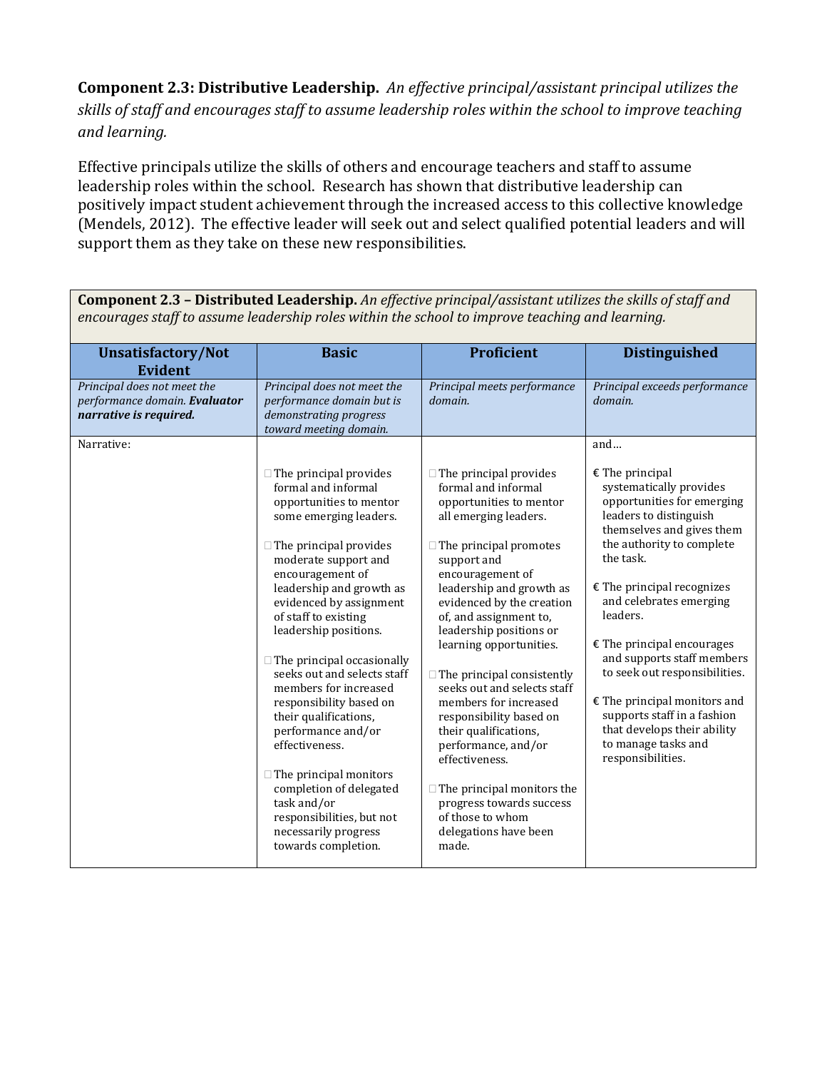**Component 2.3: Distributive Leadership.** *An effective principal/assistant principal utilizes the skills of staff and encourages staff to assume leadership roles within the school to improve teaching and learning.*

Effective principals utilize the skills of others and encourage teachers and staff to assume leadership roles within the school. Research has shown that distributive leadership can positively impact student achievement through the increased access to this collective knowledge (Mendels, 2012). The effective leader will seek out and select qualified potential leaders and will support them as they take on these new responsibilities.

| **Component 2.3 – Distributed Leadership.** *An effective principal/assistant utilizes the skills of staff and encourages staff to assume leadership roles within the school to improve teaching and learning.* | | | |
|---|---|---|---|
| **Unsatisfactory/Not Evident** | **Basic** | **Proficient** | **Distinguished** |
| *Principal does not meet the performance domain.* ***Evaluator narrative is required.*** | *Principal does not meet the performance domain but is demonstrating progress toward meeting domain.* | *Principal meets performance domain.* | *Principal exceeds performance domain.* |
| Narrative: | □ The principal provides formal and informal opportunities to mentor some emerging leaders.<br><br>□ The principal provides moderate support and encouragement of leadership and growth as evidenced by assignment of staff to existing leadership positions.<br><br>□ The principal occasionally seeks out and selects staff members for increased responsibility based on their qualifications, performance and/or effectiveness.<br><br>□ The principal monitors completion of delegated task and/or responsibilities, but not necessarily progress towards completion. | □ The principal provides formal and informal opportunities to mentor all emerging leaders.<br><br>□ The principal promotes support and encouragement of leadership and growth as evidenced by the creation of, and assignment to, leadership positions or learning opportunities.<br><br>□ The principal consistently seeks out and selects staff members for increased responsibility based on their qualifications, performance, and/or effectiveness.<br><br>□ The principal monitors the progress towards success of those to whom delegations have been made. | and…<br><br>€ The principal systematically provides opportunities for emerging leaders to distinguish themselves and gives them the authority to complete the task.<br><br>€ The principal recognizes and celebrates emerging leaders.<br><br>€ The principal encourages and supports staff members to seek out responsibilities.<br><br>€ The principal monitors and supports staff in a fashion that develops their ability to manage tasks and responsibilities. |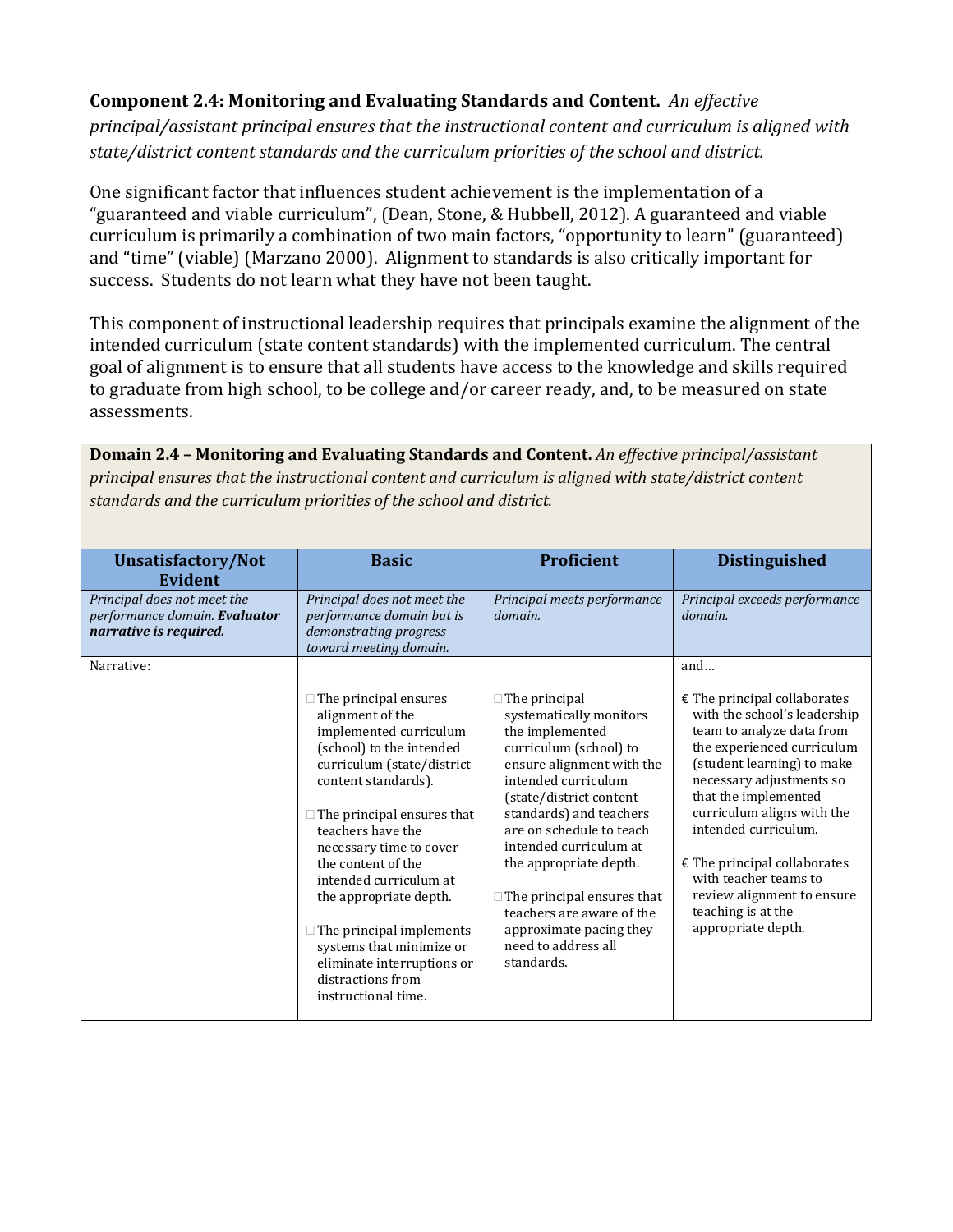**Component 2.4: Monitoring and Evaluating Standards and Content.** *An effective principal/assistant principal ensures that the instructional content and curriculum is aligned with state/district content standards and the curriculum priorities of the school and district.*

One significant factor that influences student achievement is the implementation of a "guaranteed and viable curriculum", (Dean, Stone, & Hubbell, 2012). A guaranteed and viable curriculum is primarily a combination of two main factors, "opportunity to learn" (guaranteed) and "time" (viable) (Marzano 2000). Alignment to standards is also critically important for success. Students do not learn what they have not been taught.

This component of instructional leadership requires that principals examine the alignment of the intended curriculum (state content standards) with the implemented curriculum. The central goal of alignment is to ensure that all students have access to the knowledge and skills required to graduate from high school, to be college and/or career ready, and, to be measured on state assessments.

**Domain 2.4 – Monitoring and Evaluating Standards and Content.** *An effective principal/assistant principal ensures that the instructional content and curriculum is aligned with state/district content standards and the curriculum priorities of the school and district.*

| Unsatisfactory/Not Evident | Basic | Proficient | Distinguished |
|---|---|---|---|
| *Principal does not meet the performance domain.* ***Evaluator narrative is required.*** | *Principal does not meet the performance domain but is demonstrating progress toward meeting domain.* | *Principal meets performance domain.* | *Principal exceeds performance domain.* |
| Narrative: | □ The principal ensures alignment of the implemented curriculum (school) to the intended curriculum (state/district content standards).<br><br>□ The principal ensures that teachers have the necessary time to cover the content of the intended curriculum at the appropriate depth.<br><br>□ The principal implements systems that minimize or eliminate interruptions or distractions from instructional time. | □ The principal systematically monitors the implemented curriculum (school) to ensure alignment with the intended curriculum (state/district content standards) and teachers are on schedule to teach intended curriculum at the appropriate depth.<br><br>□ The principal ensures that teachers are aware of the approximate pacing they need to address all standards. | and…<br><br>€ The principal collaborates with the school's leadership team to analyze data from the experienced curriculum (student learning) to make necessary adjustments so that the implemented curriculum aligns with the intended curriculum.<br><br>€ The principal collaborates with teacher teams to review alignment to ensure teaching is at the appropriate depth. |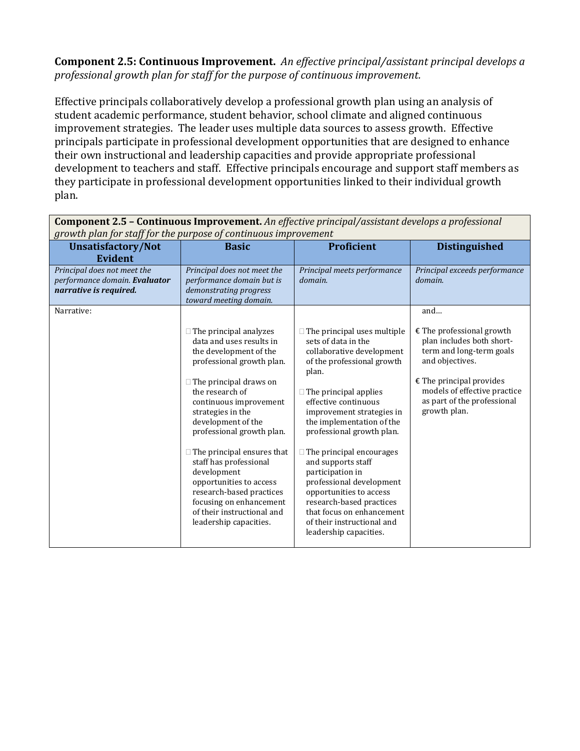**Component 2.5: Continuous Improvement.** *An effective principal/assistant principal develops a professional growth plan for staff for the purpose of continuous improvement.*

Effective principals collaboratively develop a professional growth plan using an analysis of student academic performance, student behavior, school climate and aligned continuous improvement strategies. The leader uses multiple data sources to assess growth. Effective principals participate in professional development opportunities that are designed to enhance their own instructional and leadership capacities and provide appropriate professional development to teachers and staff. Effective principals encourage and support staff members as they participate in professional development opportunities linked to their individual growth plan.

| **Component 2.5 – Continuous Improvement.** *An effective principal/assistant develops a professional growth plan for staff for the purpose of continuous improvement* | | | |
|---|---|---|---|
| **Unsatisfactory/Not Evident** | **Basic** | **Proficient** | **Distinguished** |
| *Principal does not meet the performance domain.* ***Evaluator narrative is required.*** | *Principal does not meet the performance domain but is demonstrating progress toward meeting domain.* | *Principal meets performance domain.* | *Principal exceeds performance domain.* |
| Narrative: | The principal analyzes data and uses results in the development of the professional growth plan.<br><br>The principal draws on the research of continuous improvement strategies in the development of the professional growth plan.<br><br>The principal ensures that staff has professional development opportunities to access research-based practices focusing on enhancement of their instructional and leadership capacities. | The principal uses multiple sets of data in the collaborative development of the professional growth plan.<br><br>The principal applies effective continuous improvement strategies in the implementation of the professional growth plan.<br><br>The principal encourages and supports staff participation in professional development opportunities to access research-based practices that focus on enhancement of their instructional and leadership capacities. | and…<br><br>The professional growth plan includes both short-term and long-term goals and objectives.<br><br>The principal provides models of effective practice as part of the professional growth plan. |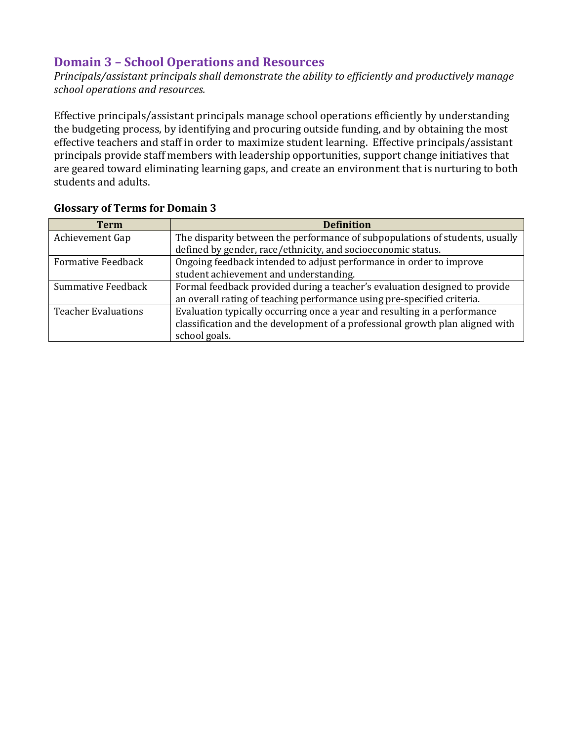## Domain 3 – School Operations and Resources

*Principals/assistant principals shall demonstrate the ability to efficiently and productively manage school operations and resources.*

Effective principals/assistant principals manage school operations efficiently by understanding the budgeting process, by identifying and procuring outside funding, and by obtaining the most effective teachers and staff in order to maximize student learning. Effective principals/assistant principals provide staff members with leadership opportunities, support change initiatives that are geared toward eliminating learning gaps, and create an environment that is nurturing to both students and adults.

### Glossary of Terms for Domain 3

| Term | Definition |
|---|---|
| Achievement Gap | The disparity between the performance of subpopulations of students, usually defined by gender, race/ethnicity, and socioeconomic status. |
| Formative Feedback | Ongoing feedback intended to adjust performance in order to improve student achievement and understanding. |
| Summative Feedback | Formal feedback provided during a teacher's evaluation designed to provide an overall rating of teaching performance using pre-specified criteria. |
| Teacher Evaluations | Evaluation typically occurring once a year and resulting in a performance classification and the development of a professional growth plan aligned with school goals. |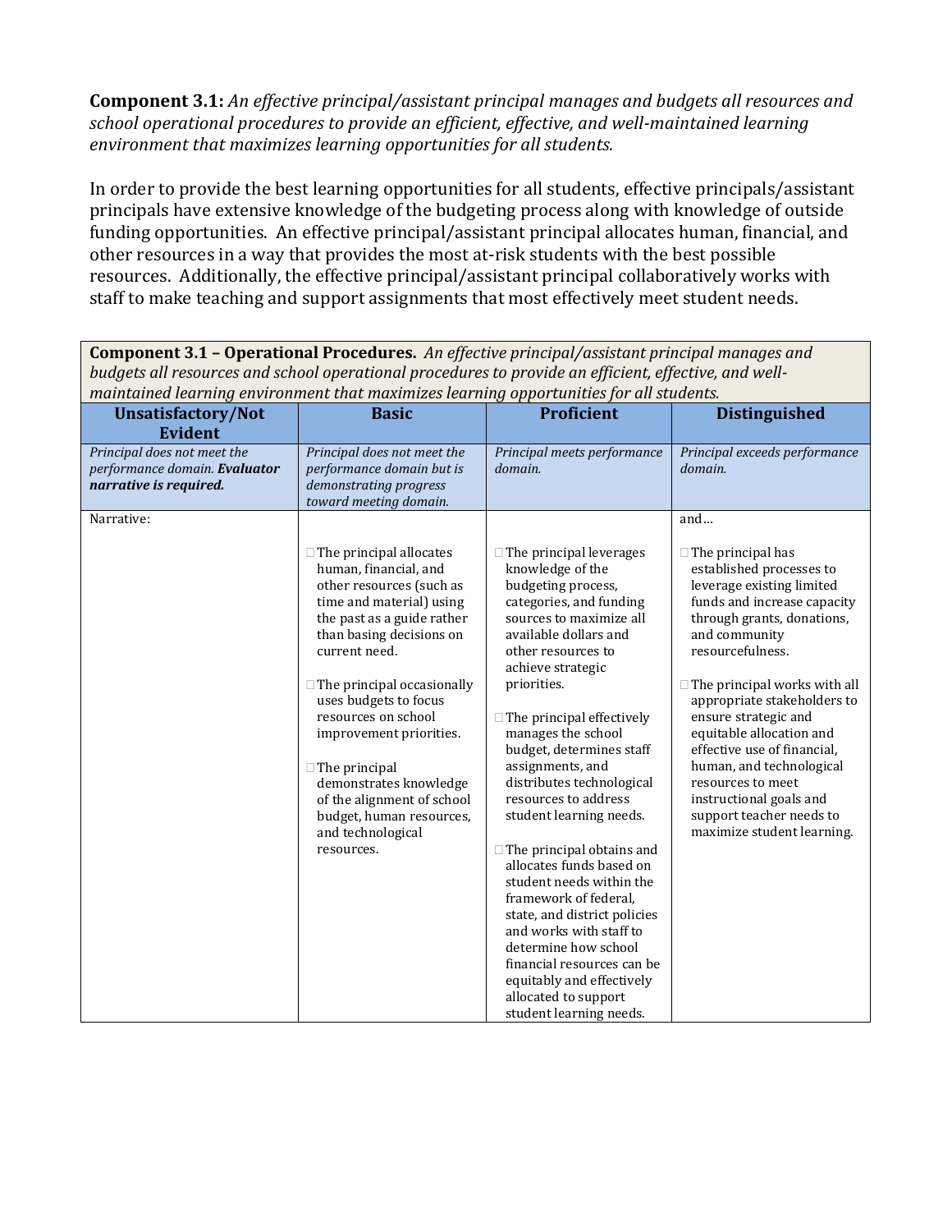**Component 3.1:** *An effective principal/assistant principal manages and budgets all resources and school operational procedures to provide an efficient, effective, and well-maintained learning environment that maximizes learning opportunities for all students.*

In order to provide the best learning opportunities for all students, effective principals/assistant principals have extensive knowledge of the budgeting process along with knowledge of outside funding opportunities. An effective principal/assistant principal allocates human, financial, and other resources in a way that provides the most at-risk students with the best possible resources. Additionally, the effective principal/assistant principal collaboratively works with staff to make teaching and support assignments that most effectively meet student needs.

| **Component 3.1 – Operational Procedures.** *An effective principal/assistant principal manages and budgets all resources and school operational procedures to provide an efficient, effective, and well-maintained learning environment that maximizes learning opportunities for all students.* | | | |
|---|---|---|---|
| **Unsatisfactory/Not Evident** | **Basic** | **Proficient** | **Distinguished** |
| *Principal does not meet the performance domain.* ***Evaluator narrative is required.*** | *Principal does not meet the performance domain but is demonstrating progress toward meeting domain.* | *Principal meets performance domain.* | *Principal exceeds performance domain.* |
| Narrative: | ☐ The principal allocates human, financial, and other resources (such as time and material) using the past as a guide rather than basing decisions on current need.<br><br>☐ The principal occasionally uses budgets to focus resources on school improvement priorities.<br><br>☐ The principal demonstrates knowledge of the alignment of school budget, human resources, and technological resources. | ☐ The principal leverages knowledge of the budgeting process, categories, and funding sources to maximize all available dollars and other resources to achieve strategic priorities.<br><br>☐ The principal effectively manages the school budget, determines staff assignments, and distributes technological resources to address student learning needs.<br><br>☐ The principal obtains and allocates funds based on student needs within the framework of federal, state, and district policies and works with staff to determine how school financial resources can be equitably and effectively allocated to support student learning needs. | and…<br><br>☐ The principal has established processes to leverage existing limited funds and increase capacity through grants, donations, and community resourcefulness.<br><br>☐ The principal works with all appropriate stakeholders to ensure strategic and equitable allocation and effective use of financial, human, and technological resources to meet instructional goals and support teacher needs to maximize student learning. |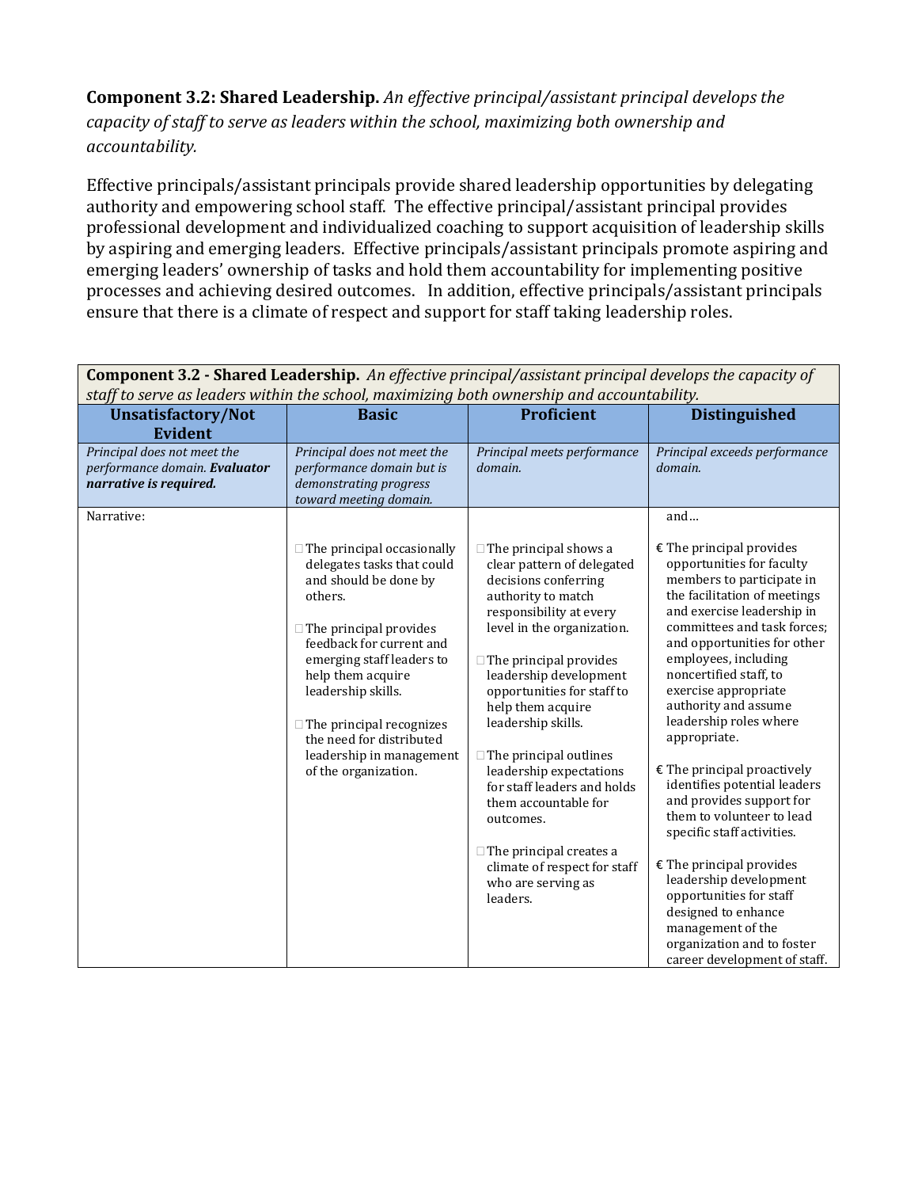**Component 3.2: Shared Leadership.** *An effective principal/assistant principal develops the capacity of staff to serve as leaders within the school, maximizing both ownership and accountability.*

Effective principals/assistant principals provide shared leadership opportunities by delegating authority and empowering school staff. The effective principal/assistant principal provides professional development and individualized coaching to support acquisition of leadership skills by aspiring and emerging leaders. Effective principals/assistant principals promote aspiring and emerging leaders' ownership of tasks and hold them accountability for implementing positive processes and achieving desired outcomes. In addition, effective principals/assistant principals ensure that there is a climate of respect and support for staff taking leadership roles.

| **Component 3.2 - Shared Leadership.** *An effective principal/assistant principal develops the capacity of staff to serve as leaders within the school, maximizing both ownership and accountability.* | | | |
|---|---|---|---|
| **Unsatisfactory/Not Evident** | **Basic** | **Proficient** | **Distinguished** |
| *Principal does not meet the performance domain.* ***Evaluator narrative is required.*** | *Principal does not meet the performance domain but is demonstrating progress toward meeting domain.* | *Principal meets performance domain.* | *Principal exceeds performance domain.* |
| Narrative: | □ The principal occasionally delegates tasks that could and should be done by others.<br><br>□ The principal provides feedback for current and emerging staff leaders to help them acquire leadership skills.<br><br>□ The principal recognizes the need for distributed leadership in management of the organization. | □ The principal shows a clear pattern of delegated decisions conferring authority to match responsibility at every level in the organization.<br><br>□ The principal provides leadership development opportunities for staff to help them acquire leadership skills.<br><br>□ The principal outlines leadership expectations for staff leaders and holds them accountable for outcomes.<br><br>□ The principal creates a climate of respect for staff who are serving as leaders. | and…<br><br>€ The principal provides opportunities for faculty members to participate in the facilitation of meetings and exercise leadership in committees and task forces; and opportunities for other employees, including noncertified staff, to exercise appropriate authority and assume leadership roles where appropriate.<br><br>€ The principal proactively identifies potential leaders and provides support for them to volunteer to lead specific staff activities.<br><br>€ The principal provides leadership development opportunities for staff designed to enhance management of the organization and to foster career development of staff. |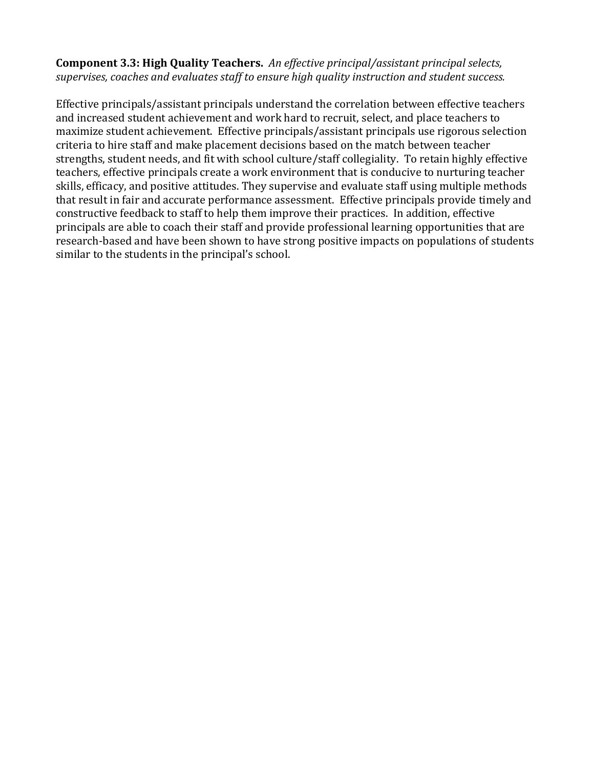**Component 3.3: High Quality Teachers.** *An effective principal/assistant principal selects, supervises, coaches and evaluates staff to ensure high quality instruction and student success.*

Effective principals/assistant principals understand the correlation between effective teachers and increased student achievement and work hard to recruit, select, and place teachers to maximize student achievement. Effective principals/assistant principals use rigorous selection criteria to hire staff and make placement decisions based on the match between teacher strengths, student needs, and fit with school culture/staff collegiality. To retain highly effective teachers, effective principals create a work environment that is conducive to nurturing teacher skills, efficacy, and positive attitudes. They supervise and evaluate staff using multiple methods that result in fair and accurate performance assessment. Effective principals provide timely and constructive feedback to staff to help them improve their practices. In addition, effective principals are able to coach their staff and provide professional learning opportunities that are research-based and have been shown to have strong positive impacts on populations of students similar to the students in the principal's school.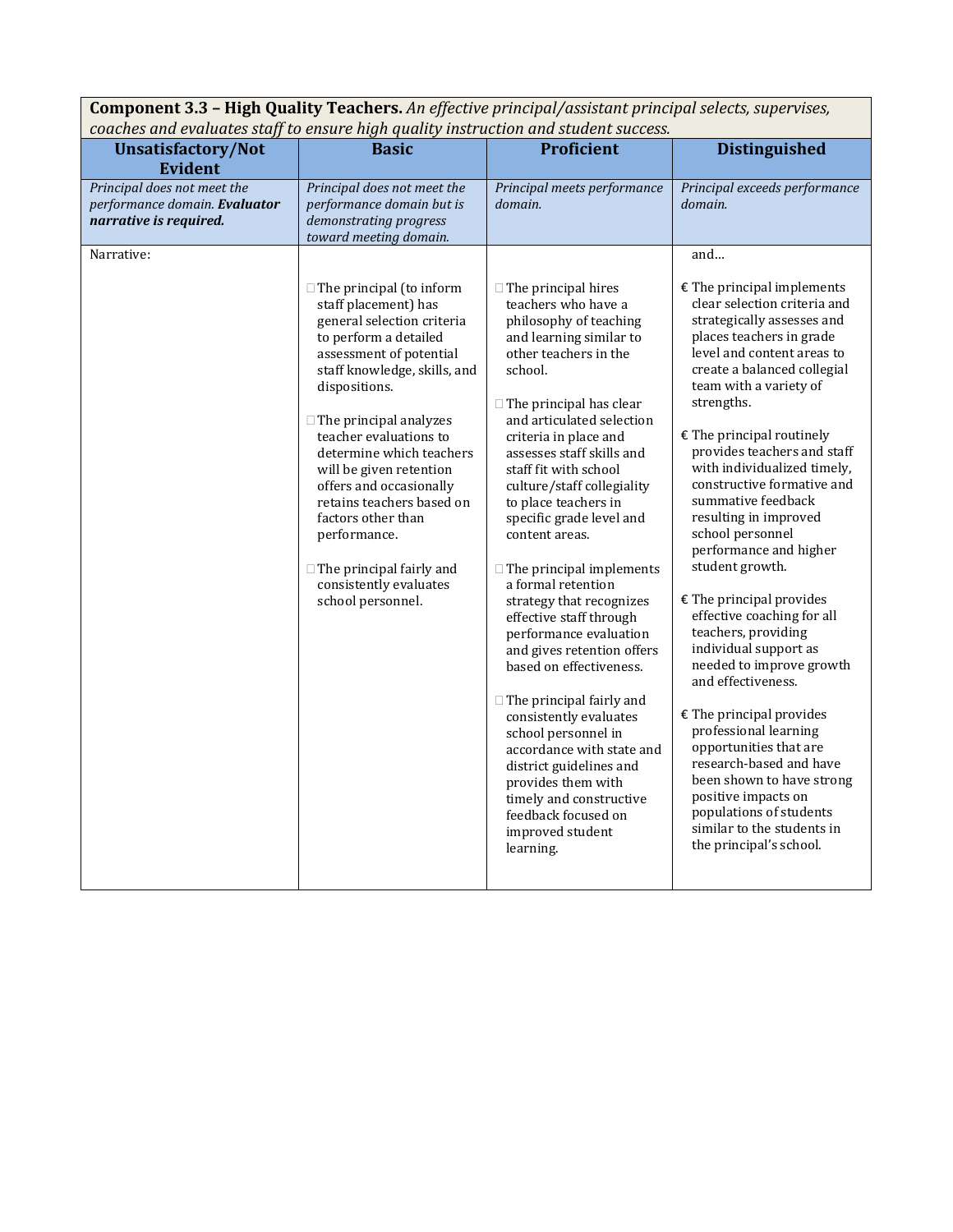| **Component 3.3 – High Quality Teachers.** *An effective principal/assistant principal selects, supervises, coaches and evaluates staff to ensure high quality instruction and student success.* | | | |
|---|---|---|---|
| **Unsatisfactory/Not Evident** | **Basic** | **Proficient** | **Distinguished** |
| *Principal does not meet the performance domain.* ***Evaluator narrative is required.*** | *Principal does not meet the performance domain but is demonstrating progress toward meeting domain.* | *Principal meets performance domain.* | *Principal exceeds performance domain.* |
| Narrative: | □ The principal (to inform staff placement) has general selection criteria to perform a detailed assessment of potential staff knowledge, skills, and dispositions.<br><br>□ The principal analyzes teacher evaluations to determine which teachers will be given retention offers and occasionally retains teachers based on factors other than performance.<br><br>□ The principal fairly and consistently evaluates school personnel. | □ The principal hires teachers who have a philosophy of teaching and learning similar to other teachers in the school.<br><br>□ The principal has clear and articulated selection criteria in place and assesses staff skills and staff fit with school culture/staff collegiality to place teachers in specific grade level and content areas.<br><br>□ The principal implements a formal retention strategy that recognizes effective staff through performance evaluation and gives retention offers based on effectiveness.<br><br>□ The principal fairly and consistently evaluates school personnel in accordance with state and district guidelines and provides them with timely and constructive feedback focused on improved student learning. | and…<br><br>€ The principal implements clear selection criteria and strategically assesses and places teachers in grade level and content areas to create a balanced collegial team with a variety of strengths.<br><br>€ The principal routinely provides teachers and staff with individualized timely, constructive formative and summative feedback resulting in improved school personnel performance and higher student growth.<br><br>€ The principal provides effective coaching for all teachers, providing individual support as needed to improve growth and effectiveness.<br><br>€ The principal provides professional learning opportunities that are research-based and have been shown to have strong positive impacts on populations of students similar to the students in the principal's school. |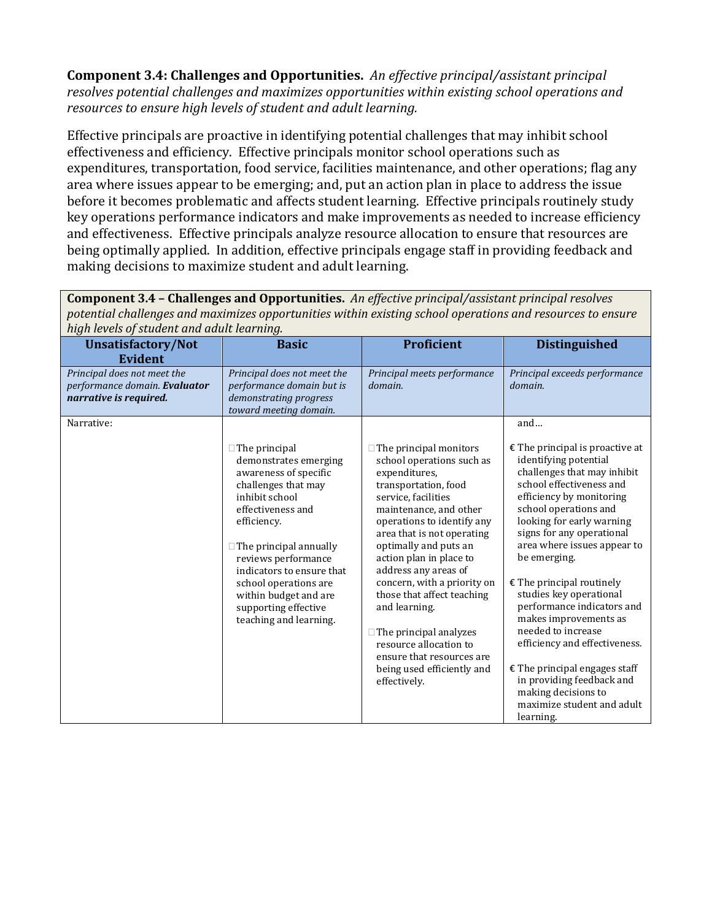**Component 3.4: Challenges and Opportunities.** *An effective principal/assistant principal resolves potential challenges and maximizes opportunities within existing school operations and resources to ensure high levels of student and adult learning.*

Effective principals are proactive in identifying potential challenges that may inhibit school effectiveness and efficiency. Effective principals monitor school operations such as expenditures, transportation, food service, facilities maintenance, and other operations; flag any area where issues appear to be emerging; and, put an action plan in place to address the issue before it becomes problematic and affects student learning. Effective principals routinely study key operations performance indicators and make improvements as needed to increase efficiency and effectiveness. Effective principals analyze resource allocation to ensure that resources are being optimally applied. In addition, effective principals engage staff in providing feedback and making decisions to maximize student and adult learning.

| **Component 3.4 – Challenges and Opportunities.** *An effective principal/assistant principal resolves potential challenges and maximizes opportunities within existing school operations and resources to ensure high levels of student and adult learning.* | | | |
|---|---|---|---|
| **Unsatisfactory/Not Evident** | **Basic** | **Proficient** | **Distinguished** |
| *Principal does not meet the performance domain.* ***Evaluator narrative is required.*** | *Principal does not meet the performance domain but is demonstrating progress toward meeting domain.* | *Principal meets performance domain.* | *Principal exceeds performance domain.* |
| Narrative: | □ The principal demonstrates emerging awareness of specific challenges that may inhibit school effectiveness and efficiency.<br><br>□ The principal annually reviews performance indicators to ensure that school operations are within budget and are supporting effective teaching and learning. | □ The principal monitors school operations such as expenditures, transportation, food service, facilities maintenance, and other operations to identify any area that is not operating optimally and puts an action plan in place to address any areas of concern, with a priority on those that affect teaching and learning.<br><br>□ The principal analyzes resource allocation to ensure that resources are being used efficiently and effectively. | and…<br><br>€ The principal is proactive at identifying potential challenges that may inhibit school effectiveness and efficiency by monitoring school operations and looking for early warning signs for any operational area where issues appear to be emerging.<br><br>€ The principal routinely studies key operational performance indicators and makes improvements as needed to increase efficiency and effectiveness.<br><br>€ The principal engages staff in providing feedback and making decisions to maximize student and adult learning. |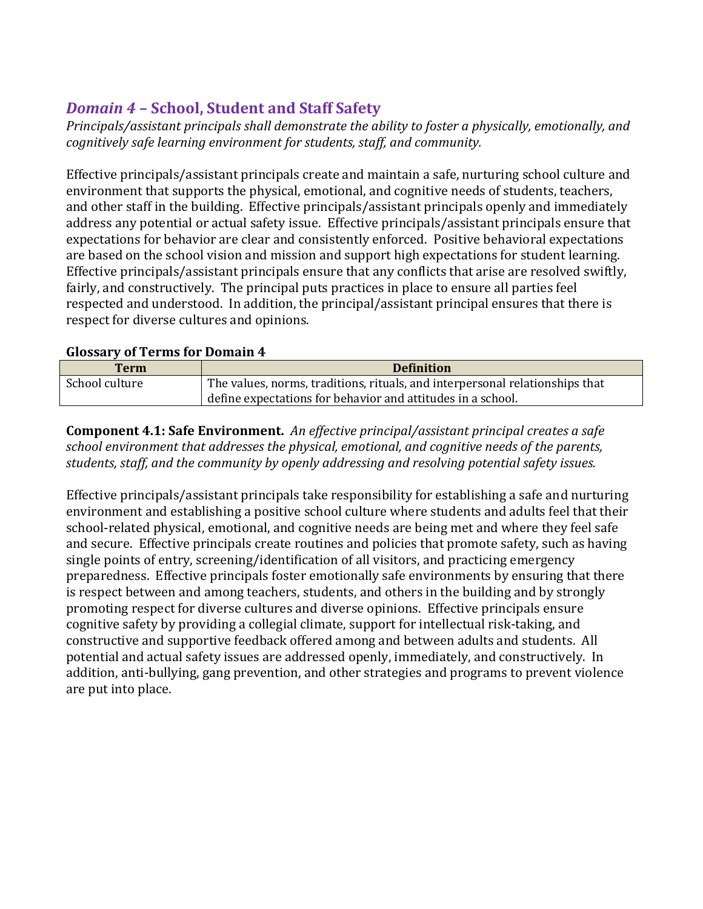## *Domain 4* – School, Student and Staff Safety

*Principals/assistant principals shall demonstrate the ability to foster a physically, emotionally, and cognitively safe learning environment for students, staff, and community.*

Effective principals/assistant principals create and maintain a safe, nurturing school culture and environment that supports the physical, emotional, and cognitive needs of students, teachers, and other staff in the building. Effective principals/assistant principals openly and immediately address any potential or actual safety issue. Effective principals/assistant principals ensure that expectations for behavior are clear and consistently enforced. Positive behavioral expectations are based on the school vision and mission and support high expectations for student learning. Effective principals/assistant principals ensure that any conflicts that arise are resolved swiftly, fairly, and constructively. The principal puts practices in place to ensure all parties feel respected and understood. In addition, the principal/assistant principal ensures that there is respect for diverse cultures and opinions.

**Glossary of Terms for Domain 4**

| Term | Definition |
|---|---|
| School culture | The values, norms, traditions, rituals, and interpersonal relationships that define expectations for behavior and attitudes in a school. |

**Component 4.1: Safe Environment.** *An effective principal/assistant principal creates a safe school environment that addresses the physical, emotional, and cognitive needs of the parents, students, staff, and the community by openly addressing and resolving potential safety issues.*

Effective principals/assistant principals take responsibility for establishing a safe and nurturing environment and establishing a positive school culture where students and adults feel that their school-related physical, emotional, and cognitive needs are being met and where they feel safe and secure. Effective principals create routines and policies that promote safety, such as having single points of entry, screening/identification of all visitors, and practicing emergency preparedness. Effective principals foster emotionally safe environments by ensuring that there is respect between and among teachers, students, and others in the building and by strongly promoting respect for diverse cultures and diverse opinions. Effective principals ensure cognitive safety by providing a collegial climate, support for intellectual risk-taking, and constructive and supportive feedback offered among and between adults and students. All potential and actual safety issues are addressed openly, immediately, and constructively. In addition, anti-bullying, gang prevention, and other strategies and programs to prevent violence are put into place.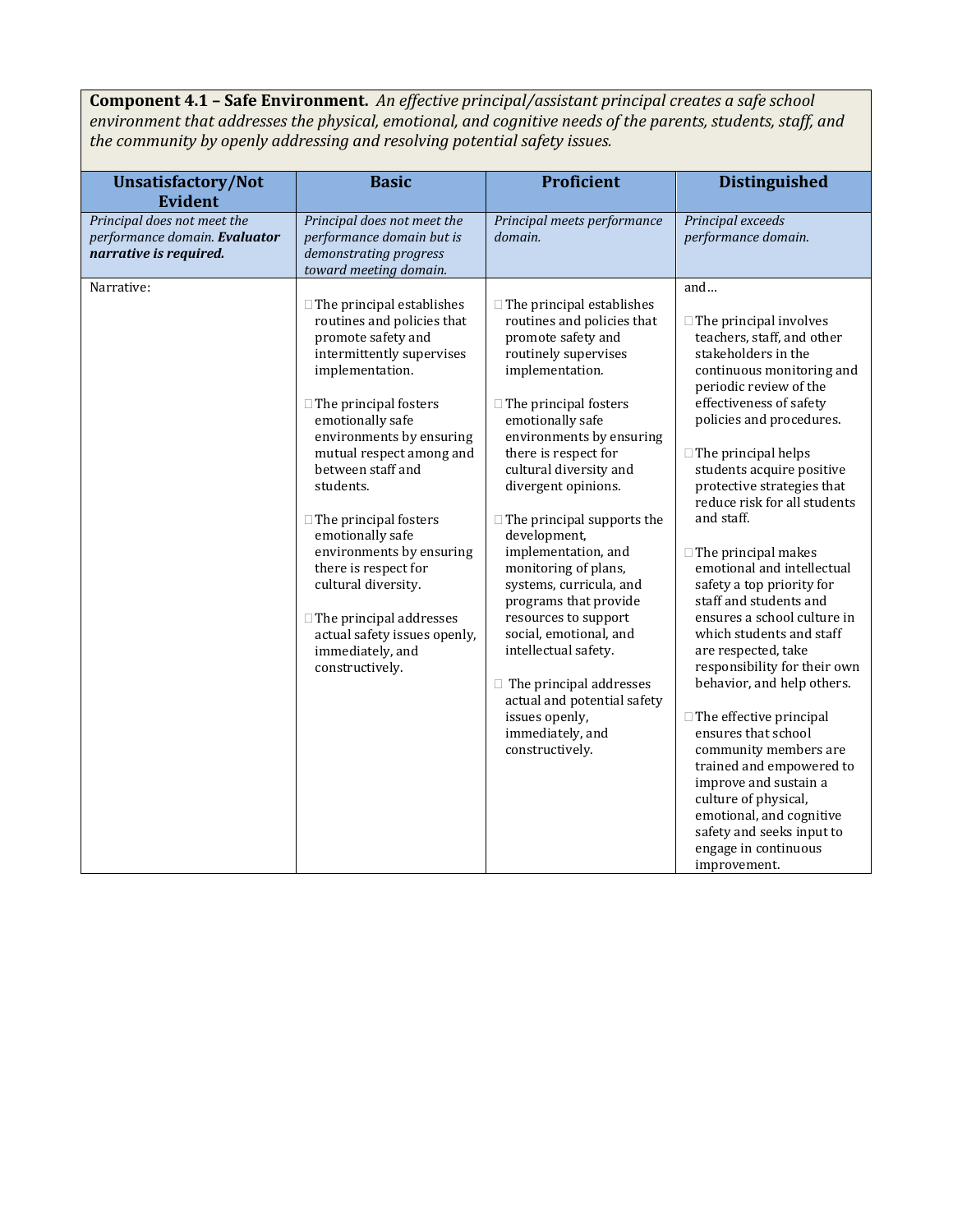**Component 4.1 – Safe Environment.** *An effective principal/assistant principal creates a safe school environment that addresses the physical, emotional, and cognitive needs of the parents, students, staff, and the community by openly addressing and resolving potential safety issues.*

| Unsatisfactory/Not Evident | Basic | Proficient | Distinguished |
|---|---|---|---|
| *Principal does not meet the performance domain.* ***Evaluator narrative is required.*** | *Principal does not meet the performance domain but is demonstrating progress toward meeting domain.* | *Principal meets performance domain.* | *Principal exceeds performance domain.* |
| Narrative: | ☐ The principal establishes routines and policies that promote safety and intermittently supervises implementation.<br><br>☐ The principal fosters emotionally safe environments by ensuring mutual respect among and between staff and students.<br><br>☐ The principal fosters emotionally safe environments by ensuring there is respect for cultural diversity.<br><br>☐ The principal addresses actual safety issues openly, immediately, and constructively. | ☐ The principal establishes routines and policies that promote safety and routinely supervises implementation.<br><br>☐ The principal fosters emotionally safe environments by ensuring there is respect for cultural diversity and divergent opinions.<br><br>☐ The principal supports the development, implementation, and monitoring of plans, systems, curricula, and programs that provide resources to support social, emotional, and intellectual safety.<br><br>☐ The principal addresses actual and potential safety issues openly, immediately, and constructively. | and…<br><br>☐ The principal involves teachers, staff, and other stakeholders in the continuous monitoring and periodic review of the effectiveness of safety policies and procedures.<br><br>☐ The principal helps students acquire positive protective strategies that reduce risk for all students and staff.<br><br>☐ The principal makes emotional and intellectual safety a top priority for staff and students and ensures a school culture in which students and staff are respected, take responsibility for their own behavior, and help others.<br><br>☐ The effective principal ensures that school community members are trained and empowered to improve and sustain a culture of physical, emotional, and cognitive safety and seeks input to engage in continuous improvement. |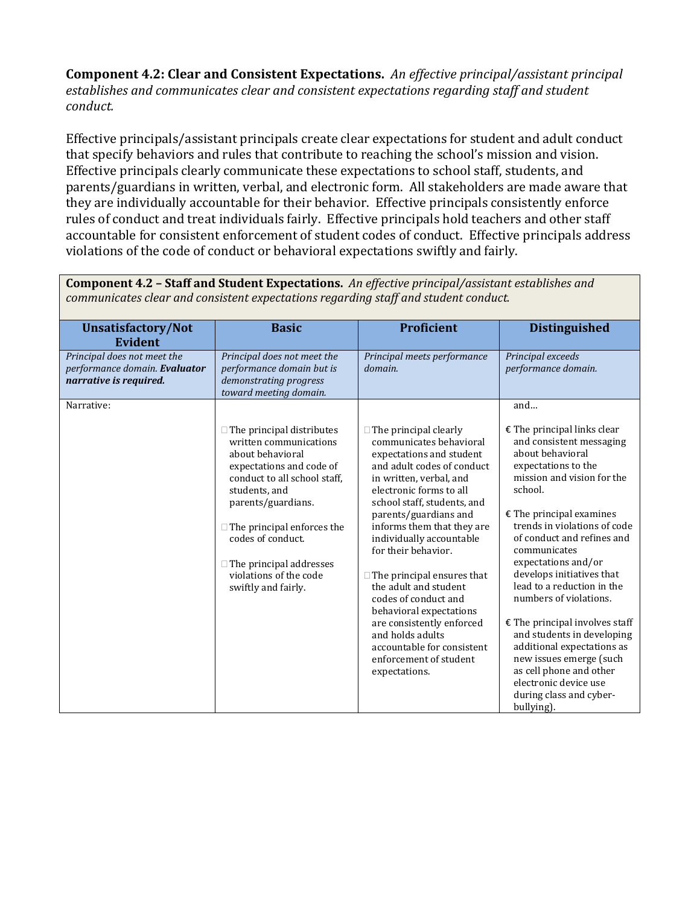**Component 4.2: Clear and Consistent Expectations.** *An effective principal/assistant principal establishes and communicates clear and consistent expectations regarding staff and student conduct.*

Effective principals/assistant principals create clear expectations for student and adult conduct that specify behaviors and rules that contribute to reaching the school's mission and vision. Effective principals clearly communicate these expectations to school staff, students, and parents/guardians in written, verbal, and electronic form. All stakeholders are made aware that they are individually accountable for their behavior. Effective principals consistently enforce rules of conduct and treat individuals fairly. Effective principals hold teachers and other staff accountable for consistent enforcement of student codes of conduct. Effective principals address violations of the code of conduct or behavioral expectations swiftly and fairly.

**Component 4.2 – Staff and Student Expectations.** *An effective principal/assistant establishes and communicates clear and consistent expectations regarding staff and student conduct.*

| Unsatisfactory/Not Evident | Basic | Proficient | Distinguished |
|---|---|---|---|
| *Principal does not meet the performance domain.* ***Evaluator narrative is required.*** | *Principal does not meet the performance domain but is demonstrating progress toward meeting domain.* | *Principal meets performance domain.* | *Principal exceeds performance domain.* |
| Narrative: | □ The principal distributes written communications about behavioral expectations and code of conduct to all school staff, students, and parents/guardians.<br><br>□ The principal enforces the codes of conduct.<br><br>□ The principal addresses violations of the code swiftly and fairly. | □ The principal clearly communicates behavioral expectations and student and adult codes of conduct in written, verbal, and electronic forms to all school staff, students, and parents/guardians and informs them that they are individually accountable for their behavior.<br><br>□ The principal ensures that the adult and student codes of conduct and behavioral expectations are consistently enforced and holds adults accountable for consistent enforcement of student expectations. | and…<br><br>€ The principal links clear and consistent messaging about behavioral expectations to the mission and vision for the school.<br><br>€ The principal examines trends in violations of code of conduct and refines and communicates expectations and/or develops initiatives that lead to a reduction in the numbers of violations.<br><br>€ The principal involves staff and students in developing additional expectations as new issues emerge (such as cell phone and other electronic device use during class and cyber-bullying). |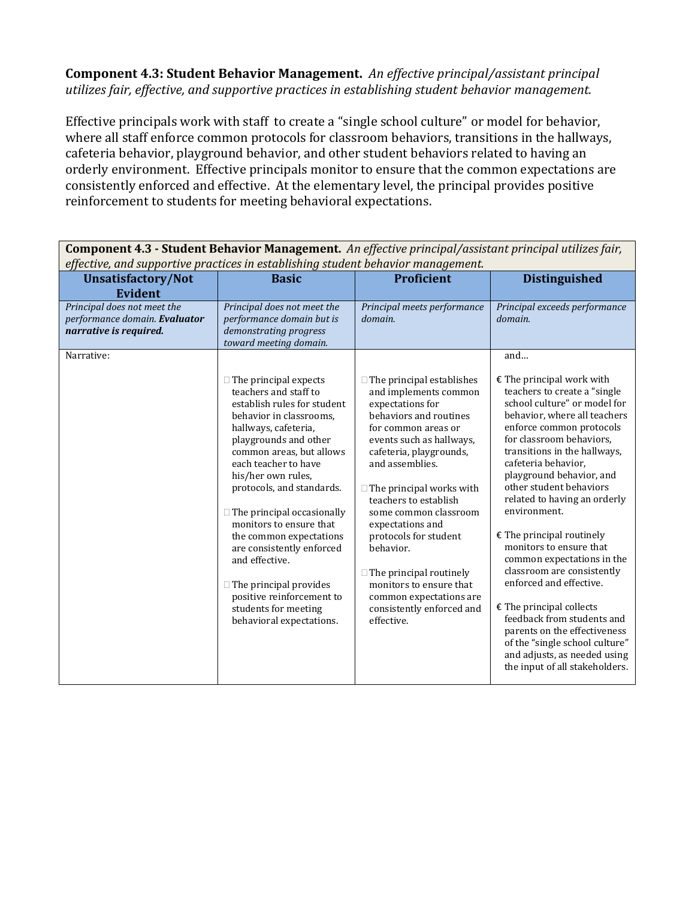**Component 4.3: Student Behavior Management.** *An effective principal/assistant principal utilizes fair, effective, and supportive practices in establishing student behavior management.*

Effective principals work with staff to create a "single school culture" or model for behavior, where all staff enforce common protocols for classroom behaviors, transitions in the hallways, cafeteria behavior, playground behavior, and other student behaviors related to having an orderly environment. Effective principals monitor to ensure that the common expectations are consistently enforced and effective. At the elementary level, the principal provides positive reinforcement to students for meeting behavioral expectations.

| **Component 4.3 - Student Behavior Management.** *An effective principal/assistant principal utilizes fair, effective, and supportive practices in establishing student behavior management.* | | | |
|---|---|---|---|
| **Unsatisfactory/Not Evident** | **Basic** | **Proficient** | **Distinguished** |
| *Principal does not meet the performance domain.* ***Evaluator narrative is required.*** | *Principal does not meet the performance domain but is demonstrating progress toward meeting domain.* | *Principal meets performance domain.* | *Principal exceeds performance domain.* |
| Narrative: | □ The principal expects teachers and staff to establish rules for student behavior in classrooms, hallways, cafeteria, playgrounds and other common areas, but allows each teacher to have his/her own rules, protocols, and standards.<br><br>□ The principal occasionally monitors to ensure that the common expectations are consistently enforced and effective.<br><br>□ The principal provides positive reinforcement to students for meeting behavioral expectations. | □ The principal establishes and implements common expectations for behaviors and routines for common areas or events such as hallways, cafeteria, playgrounds, and assemblies.<br><br>□ The principal works with teachers to establish some common classroom expectations and protocols for student behavior.<br><br>□ The principal routinely monitors to ensure that common expectations are consistently enforced and effective. | and…<br><br>€ The principal work with teachers to create a "single school culture" or model for behavior, where all teachers enforce common protocols for classroom behaviors, transitions in the hallways, cafeteria behavior, playground behavior, and other student behaviors related to having an orderly environment.<br><br>€ The principal routinely monitors to ensure that common expectations in the classroom are consistently enforced and effective.<br><br>€ The principal collects feedback from students and parents on the effectiveness of the "single school culture" and adjusts, as needed using the input of all stakeholders. |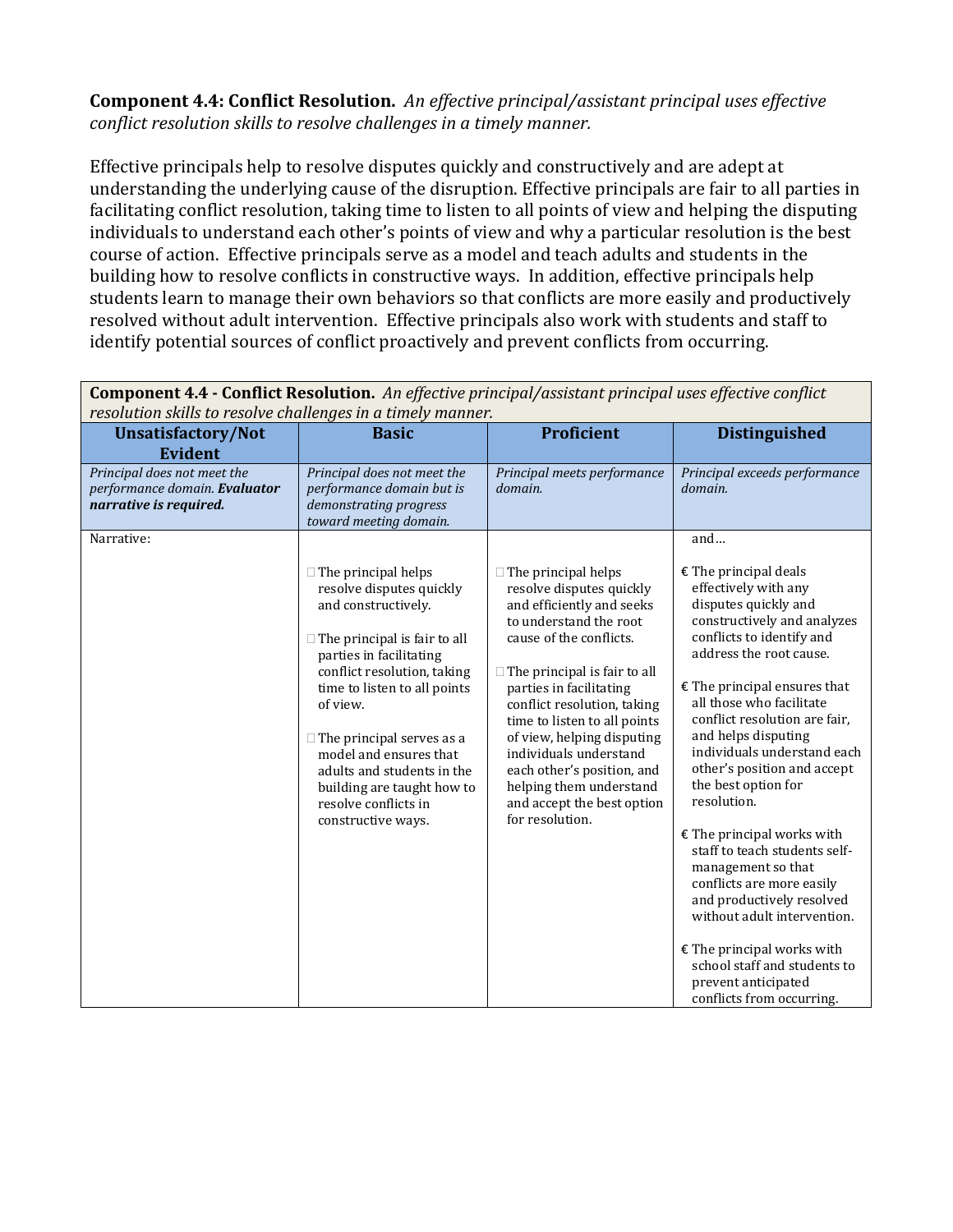**Component 4.4: Conflict Resolution.** *An effective principal/assistant principal uses effective conflict resolution skills to resolve challenges in a timely manner.*

Effective principals help to resolve disputes quickly and constructively and are adept at understanding the underlying cause of the disruption. Effective principals are fair to all parties in facilitating conflict resolution, taking time to listen to all points of view and helping the disputing individuals to understand each other's points of view and why a particular resolution is the best course of action. Effective principals serve as a model and teach adults and students in the building how to resolve conflicts in constructive ways. In addition, effective principals help students learn to manage their own behaviors so that conflicts are more easily and productively resolved without adult intervention. Effective principals also work with students and staff to identify potential sources of conflict proactively and prevent conflicts from occurring.

| **Component 4.4 - Conflict Resolution.** *An effective principal/assistant principal uses effective conflict resolution skills to resolve challenges in a timely manner.* | | | |
|---|---|---|---|
| **Unsatisfactory/Not Evident** | **Basic** | **Proficient** | **Distinguished** |
| *Principal does not meet the performance domain.* ***Evaluator narrative is required.*** | *Principal does not meet the performance domain but is demonstrating progress toward meeting domain.* | *Principal meets performance domain.* | *Principal exceeds performance domain.* |
| Narrative: | □ The principal helps resolve disputes quickly and constructively.<br><br>□ The principal is fair to all parties in facilitating conflict resolution, taking time to listen to all points of view.<br><br>□ The principal serves as a model and ensures that adults and students in the building are taught how to resolve conflicts in constructive ways. | □ The principal helps resolve disputes quickly and efficiently and seeks to understand the root cause of the conflicts.<br><br>□ The principal is fair to all parties in facilitating conflict resolution, taking time to listen to all points of view, helping disputing individuals understand each other's position, and helping them understand and accept the best option for resolution. | and…<br><br>€ The principal deals effectively with any disputes quickly and constructively and analyzes conflicts to identify and address the root cause.<br><br>€ The principal ensures that all those who facilitate conflict resolution are fair, and helps disputing individuals understand each other's position and accept the best option for resolution.<br><br>€ The principal works with staff to teach students self-management so that conflicts are more easily and productively resolved without adult intervention.<br><br>€ The principal works with school staff and students to prevent anticipated conflicts from occurring. |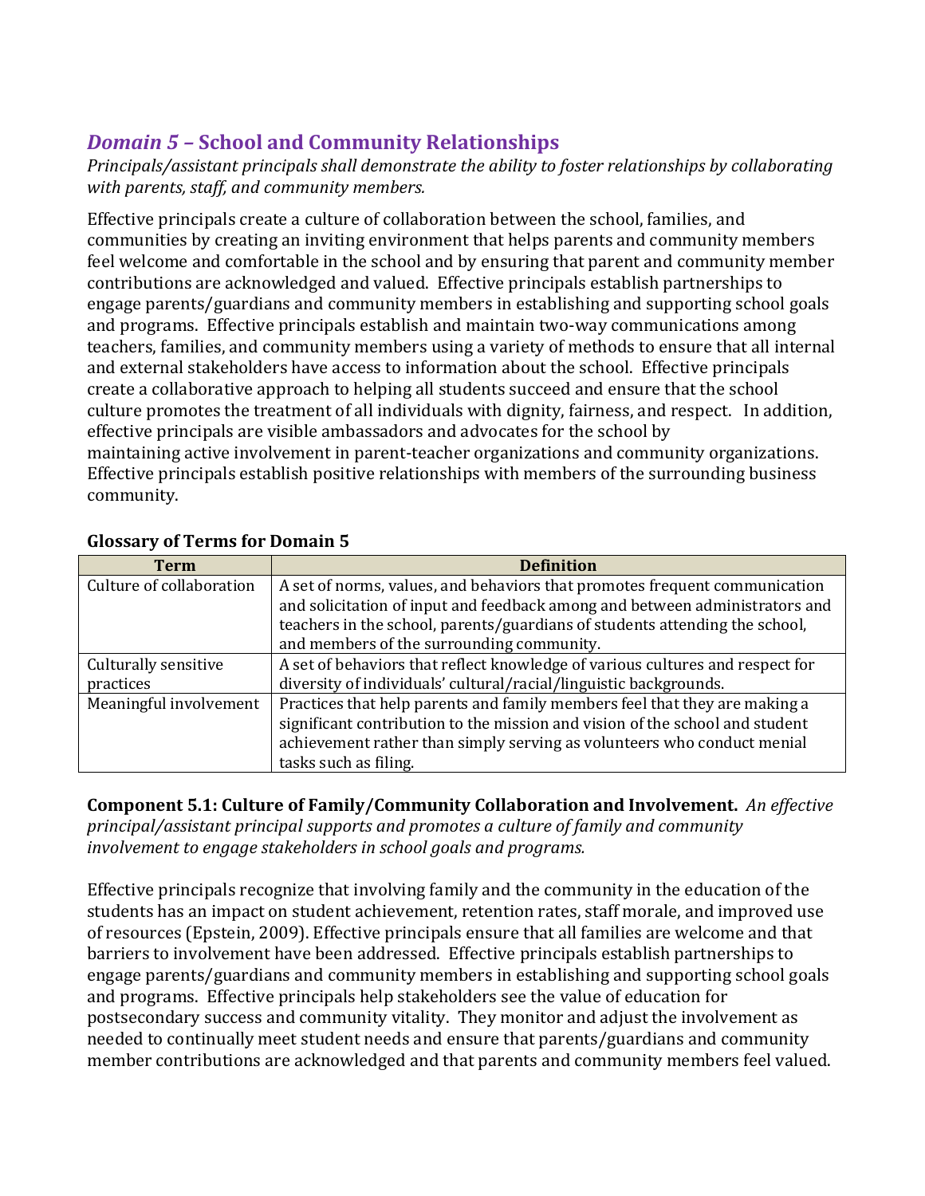## *Domain 5* – School and Community Relationships

*Principals/assistant principals shall demonstrate the ability to foster relationships by collaborating with parents, staff, and community members.*

Effective principals create a culture of collaboration between the school, families, and communities by creating an inviting environment that helps parents and community members feel welcome and comfortable in the school and by ensuring that parent and community member contributions are acknowledged and valued. Effective principals establish partnerships to engage parents/guardians and community members in establishing and supporting school goals and programs. Effective principals establish and maintain two-way communications among teachers, families, and community members using a variety of methods to ensure that all internal and external stakeholders have access to information about the school. Effective principals create a collaborative approach to helping all students succeed and ensure that the school culture promotes the treatment of all individuals with dignity, fairness, and respect. In addition, effective principals are visible ambassadors and advocates for the school by maintaining active involvement in parent-teacher organizations and community organizations. Effective principals establish positive relationships with members of the surrounding business community.

**Glossary of Terms for Domain 5**

| Term | Definition |
|---|---|
| Culture of collaboration | A set of norms, values, and behaviors that promotes frequent communication and solicitation of input and feedback among and between administrators and teachers in the school, parents/guardians of students attending the school, and members of the surrounding community. |
| Culturally sensitive practices | A set of behaviors that reflect knowledge of various cultures and respect for diversity of individuals' cultural/racial/linguistic backgrounds. |
| Meaningful involvement | Practices that help parents and family members feel that they are making a significant contribution to the mission and vision of the school and student achievement rather than simply serving as volunteers who conduct menial tasks such as filing. |

**Component 5.1: Culture of Family/Community Collaboration and Involvement.** *An effective principal/assistant principal supports and promotes a culture of family and community involvement to engage stakeholders in school goals and programs.*

Effective principals recognize that involving family and the community in the education of the students has an impact on student achievement, retention rates, staff morale, and improved use of resources (Epstein, 2009). Effective principals ensure that all families are welcome and that barriers to involvement have been addressed. Effective principals establish partnerships to engage parents/guardians and community members in establishing and supporting school goals and programs. Effective principals help stakeholders see the value of education for postsecondary success and community vitality. They monitor and adjust the involvement as needed to continually meet student needs and ensure that parents/guardians and community member contributions are acknowledged and that parents and community members feel valued.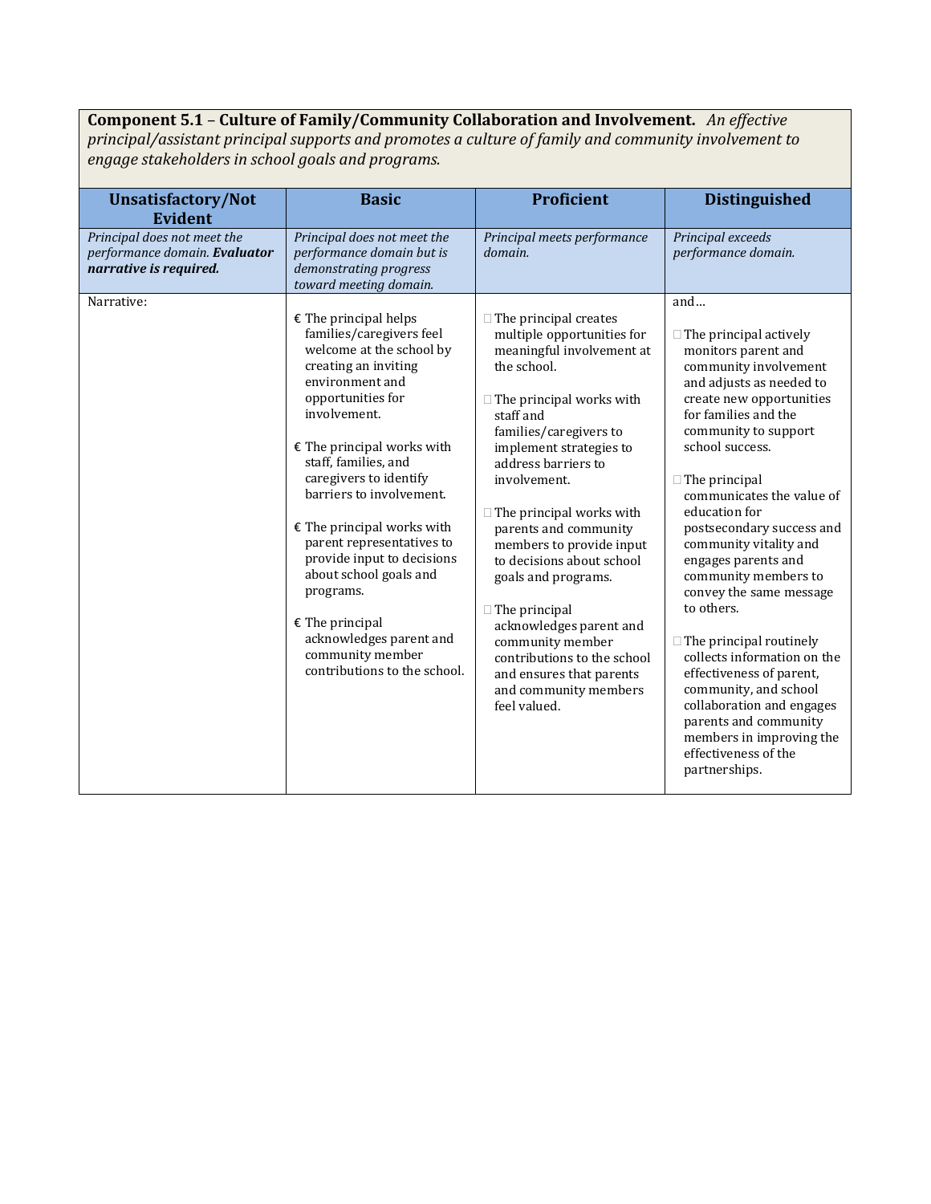**Component 5.1 – Culture of Family/Community Collaboration and Involvement.** *An effective principal/assistant principal supports and promotes a culture of family and community involvement to engage stakeholders in school goals and programs.*

| Unsatisfactory/Not Evident | Basic | Proficient | Distinguished |
|---|---|---|---|
| *Principal does not meet the performance domain.* ***Evaluator narrative is required.*** | *Principal does not meet the performance domain but is demonstrating progress toward meeting domain.* | *Principal meets performance domain.* | *Principal exceeds performance domain.* |
| Narrative: | € The principal helps families/caregivers feel welcome at the school by creating an inviting environment and opportunities for involvement.<br><br>€ The principal works with staff, families, and caregivers to identify barriers to involvement.<br><br>€ The principal works with parent representatives to provide input to decisions about school goals and programs.<br><br>€ The principal acknowledges parent and community member contributions to the school. | ☐ The principal creates multiple opportunities for meaningful involvement at the school.<br><br>☐ The principal works with staff and families/caregivers to implement strategies to address barriers to involvement.<br><br>☐ The principal works with parents and community members to provide input to decisions about school goals and programs.<br><br>☐ The principal acknowledges parent and community member contributions to the school and ensures that parents and community members feel valued. | and…<br><br>☐ The principal actively monitors parent and community involvement and adjusts as needed to create new opportunities for families and the community to support school success.<br><br>☐ The principal communicates the value of education for postsecondary success and community vitality and engages parents and community members to convey the same message to others.<br><br>☐ The principal routinely collects information on the effectiveness of parent, community, and school collaboration and engages parents and community members in improving the effectiveness of the partnerships. |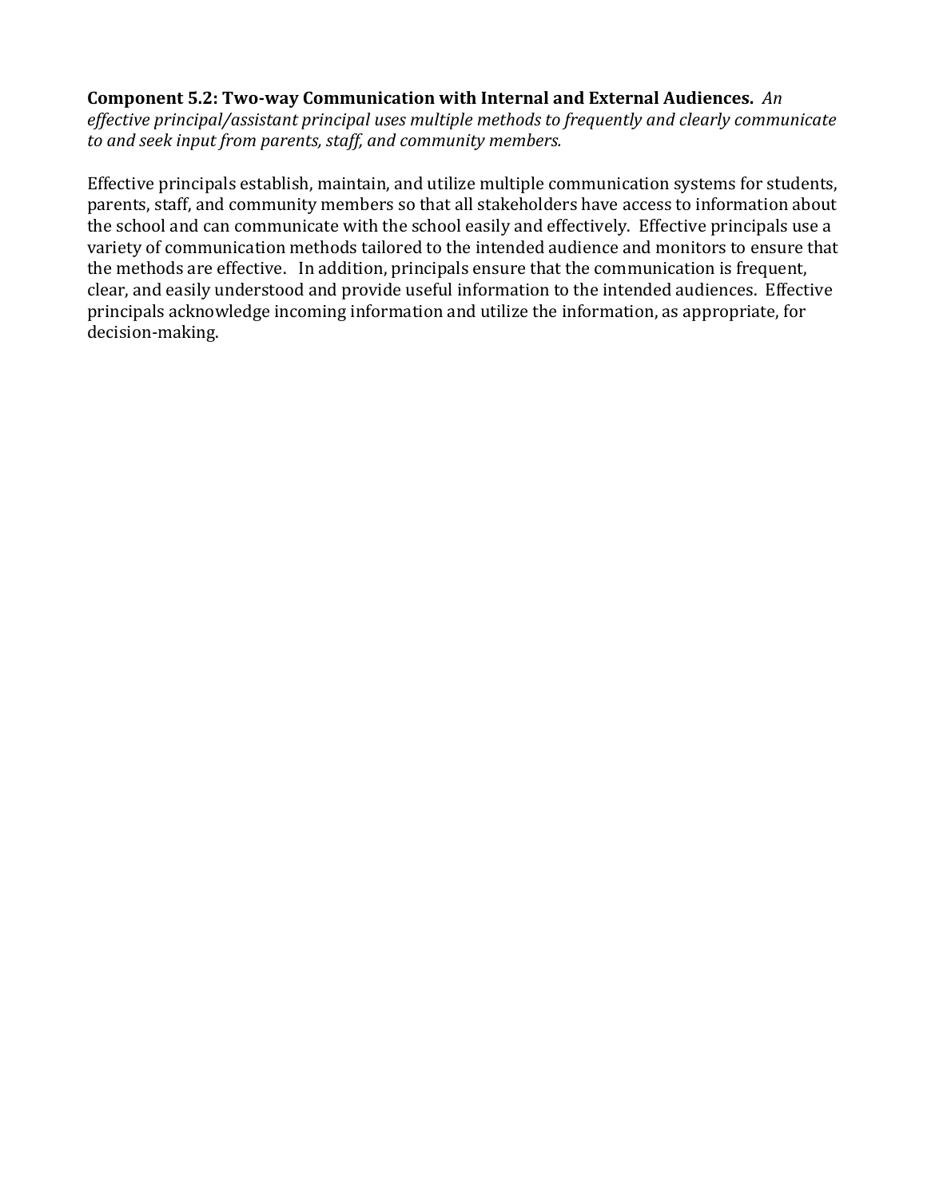**Component 5.2: Two-way Communication with Internal and External Audiences.** *An effective principal/assistant principal uses multiple methods to frequently and clearly communicate to and seek input from parents, staff, and community members.*

Effective principals establish, maintain, and utilize multiple communication systems for students, parents, staff, and community members so that all stakeholders have access to information about the school and can communicate with the school easily and effectively. Effective principals use a variety of communication methods tailored to the intended audience and monitors to ensure that the methods are effective. In addition, principals ensure that the communication is frequent, clear, and easily understood and provide useful information to the intended audiences. Effective principals acknowledge incoming information and utilize the information, as appropriate, for decision-making.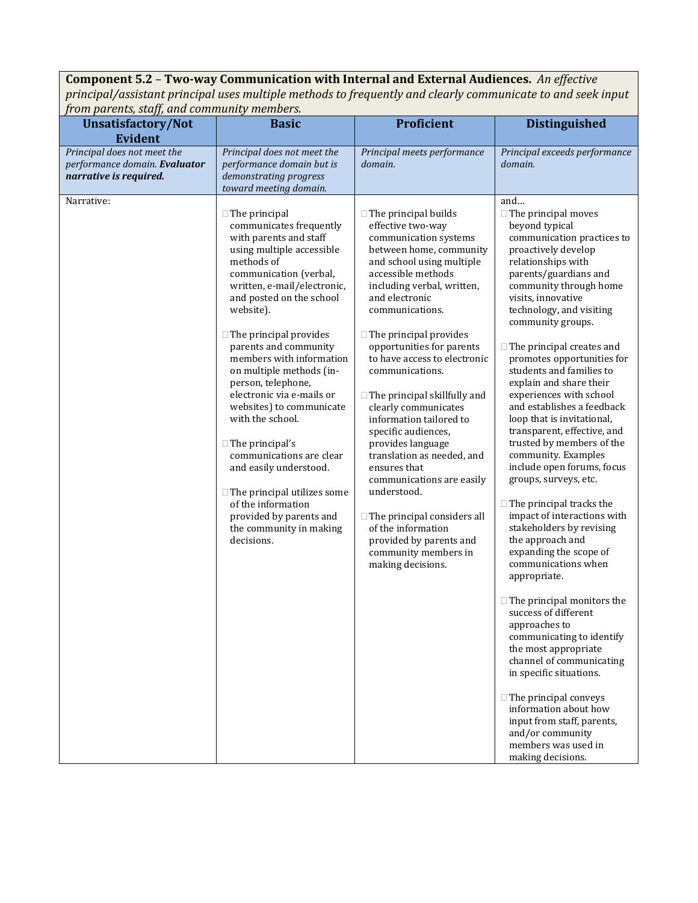**Component 5.2 – Two-way Communication with Internal and External Audiences.** *An effective principal/assistant principal uses multiple methods to frequently and clearly communicate to and seek input from parents, staff, and community members.*

| Unsatisfactory/Not Evident | Basic | Proficient | Distinguished |
|---|---|---|---|
| *Principal does not meet the performance domain.* ***Evaluator narrative is required.*** | *Principal does not meet the performance domain but is demonstrating progress toward meeting domain.* | *Principal meets performance domain.* | *Principal exceeds performance domain.* |
| Narrative: | ☐ The principal communicates frequently with parents and staff using multiple accessible methods of communication (verbal, written, e-mail/electronic, and posted on the school website).<br><br>☐ The principal provides parents and community members with information on multiple methods (in-person, telephone, electronic via e-mails or websites) to communicate with the school.<br><br>☐ The principal's communications are clear and easily understood.<br><br>☐ The principal utilizes some of the information provided by parents and the community in making decisions. | ☐ The principal builds effective two-way communication systems between home, community and school using multiple accessible methods including verbal, written, and electronic communications.<br><br>☐ The principal provides opportunities for parents to have access to electronic communications.<br><br>☐ The principal skillfully and clearly communicates information tailored to specific audiences, provides language translation as needed, and ensures that communications are easily understood.<br><br>☐ The principal considers all of the information provided by parents and community members in making decisions. | and…<br>☐ The principal moves beyond typical communication practices to proactively develop relationships with parents/guardians and community through home visits, innovative technology, and visiting community groups.<br><br>☐ The principal creates and promotes opportunities for students and families to explain and share their experiences with school and establishes a feedback loop that is invitational, transparent, effective, and trusted by members of the community. Examples include open forums, focus groups, surveys, etc.<br><br>☐ The principal tracks the impact of interactions with stakeholders by revising the approach and expanding the scope of communications when appropriate.<br><br>☐ The principal monitors the success of different approaches to communicating to identify the most appropriate channel of communicating in specific situations.<br><br>☐ The principal conveys information about how input from staff, parents, and/or community members was used in making decisions. |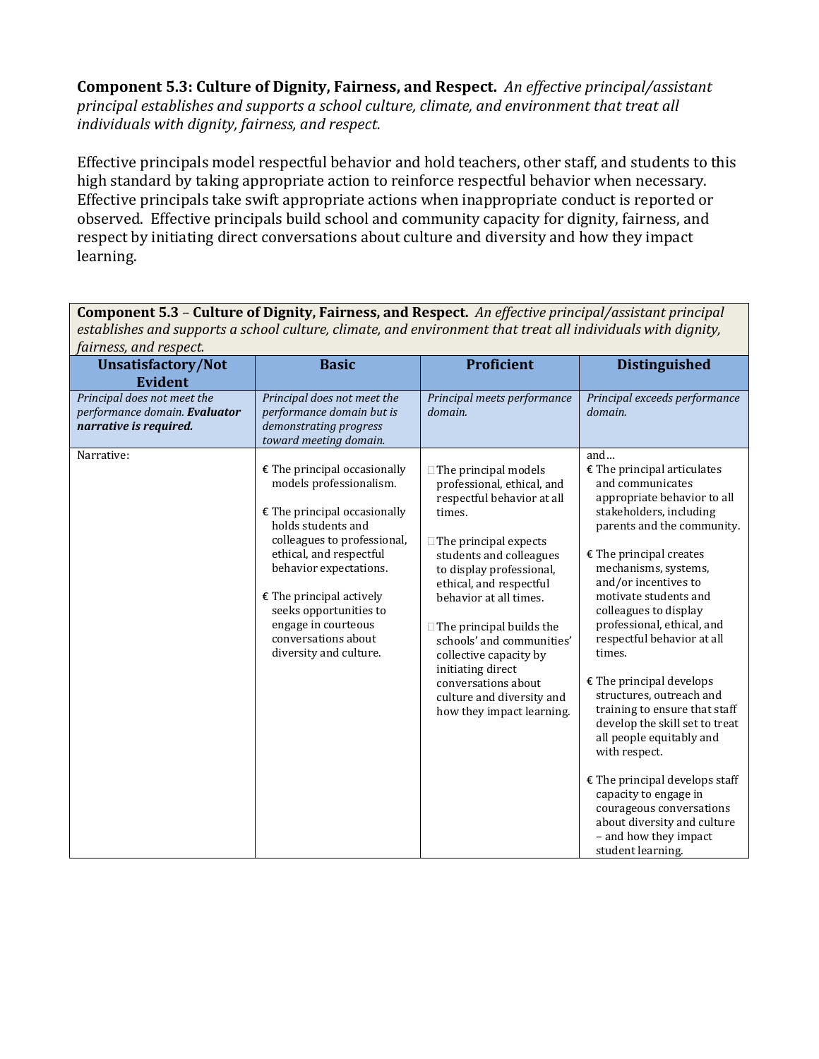**Component 5.3: Culture of Dignity, Fairness, and Respect.** *An effective principal/assistant principal establishes and supports a school culture, climate, and environment that treat all individuals with dignity, fairness, and respect.*

Effective principals model respectful behavior and hold teachers, other staff, and students to this high standard by taking appropriate action to reinforce respectful behavior when necessary. Effective principals take swift appropriate actions when inappropriate conduct is reported or observed. Effective principals build school and community capacity for dignity, fairness, and respect by initiating direct conversations about culture and diversity and how they impact learning.

| **Component 5.3** – **Culture of Dignity, Fairness, and Respect.** *An effective principal/assistant principal establishes and supports a school culture, climate, and environment that treat all individuals with dignity, fairness, and respect.* | | | |
|---|---|---|---|
| **Unsatisfactory/Not Evident** | **Basic** | **Proficient** | **Distinguished** |
| *Principal does not meet the performance domain.* ***Evaluator narrative is required.*** | *Principal does not meet the performance domain but is demonstrating progress toward meeting domain.* | *Principal meets performance domain.* | *Principal exceeds performance domain.* |
| Narrative: | € The principal occasionally models professionalism.<br><br>€ The principal occasionally holds students and colleagues to professional, ethical, and respectful behavior expectations.<br><br>€ The principal actively seeks opportunities to engage in courteous conversations about diversity and culture. | □ The principal models professional, ethical, and respectful behavior at all times.<br><br>□ The principal expects students and colleagues to display professional, ethical, and respectful behavior at all times.<br><br>□ The principal builds the schools' and communities' collective capacity by initiating direct conversations about culture and diversity and how they impact learning. | and…<br>€ The principal articulates and communicates appropriate behavior to all stakeholders, including parents and the community.<br><br>€ The principal creates mechanisms, systems, and/or incentives to motivate students and colleagues to display professional, ethical, and respectful behavior at all times.<br><br>€ The principal develops structures, outreach and training to ensure that staff develop the skill set to treat all people equitably and with respect.<br><br>€ The principal develops staff capacity to engage in courageous conversations about diversity and culture – and how they impact student learning. |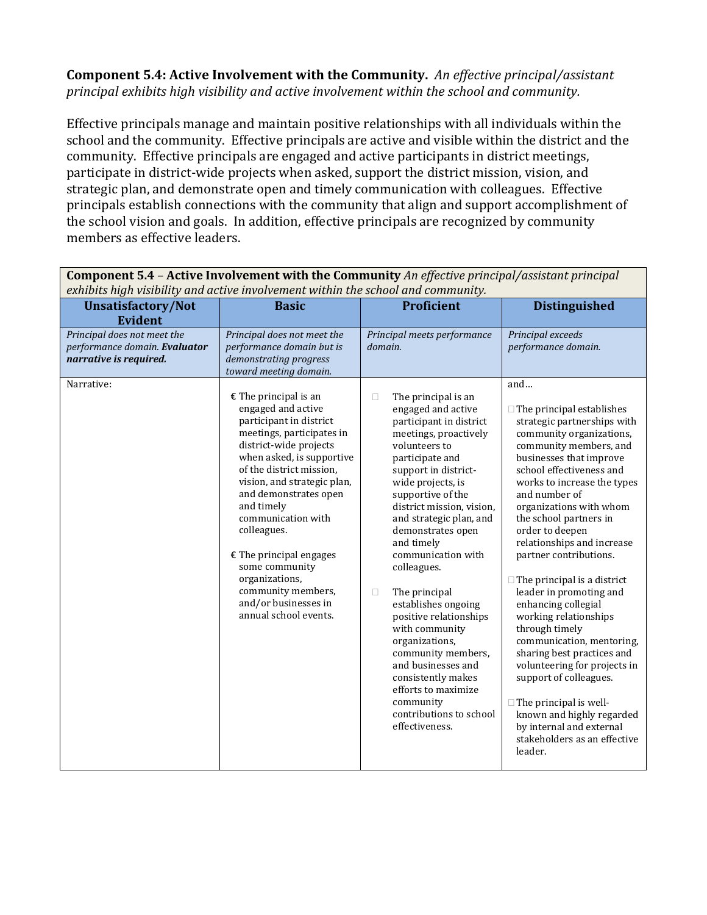**Component 5.4: Active Involvement with the Community.** *An effective principal/assistant principal exhibits high visibility and active involvement within the school and community.*

Effective principals manage and maintain positive relationships with all individuals within the school and the community. Effective principals are active and visible within the district and the community. Effective principals are engaged and active participants in district meetings, participate in district-wide projects when asked, support the district mission, vision, and strategic plan, and demonstrate open and timely communication with colleagues. Effective principals establish connections with the community that align and support accomplishment of the school vision and goals. In addition, effective principals are recognized by community members as effective leaders.

| **Component 5.4** – **Active Involvement with the Community** *An effective principal/assistant principal exhibits high visibility and active involvement within the school and community.* | | | |
|---|---|---|---|
| **Unsatisfactory/Not Evident** | **Basic** | **Proficient** | **Distinguished** |
| *Principal does not meet the performance domain.* ***Evaluator narrative is required.*** | *Principal does not meet the performance domain but is demonstrating progress toward meeting domain.* | *Principal meets performance domain.* | *Principal exceeds performance domain.* |
| Narrative: | € The principal is an engaged and active participant in district meetings, participates in district-wide projects when asked, is supportive of the district mission, vision, and strategic plan, and demonstrates open and timely communication with colleagues.<br><br>€ The principal engages some community organizations, community members, and/or businesses in annual school events. | □ The principal is an engaged and active participant in district meetings, proactively volunteers to participate and support in district-wide projects, is supportive of the district mission, vision, and strategic plan, and demonstrates open and timely communication with colleagues.<br><br>□ The principal establishes ongoing positive relationships with community organizations, community members, and businesses and consistently makes efforts to maximize community contributions to school effectiveness. | and…<br><br>□ The principal establishes strategic partnerships with community organizations, community members, and businesses that improve school effectiveness and works to increase the types and number of organizations with whom the school partners in order to deepen relationships and increase partner contributions.<br><br>□ The principal is a district leader in promoting and enhancing collegial working relationships through timely communication, mentoring, sharing best practices and volunteering for projects in support of colleagues.<br><br>□ The principal is well-known and highly regarded by internal and external stakeholders as an effective leader. |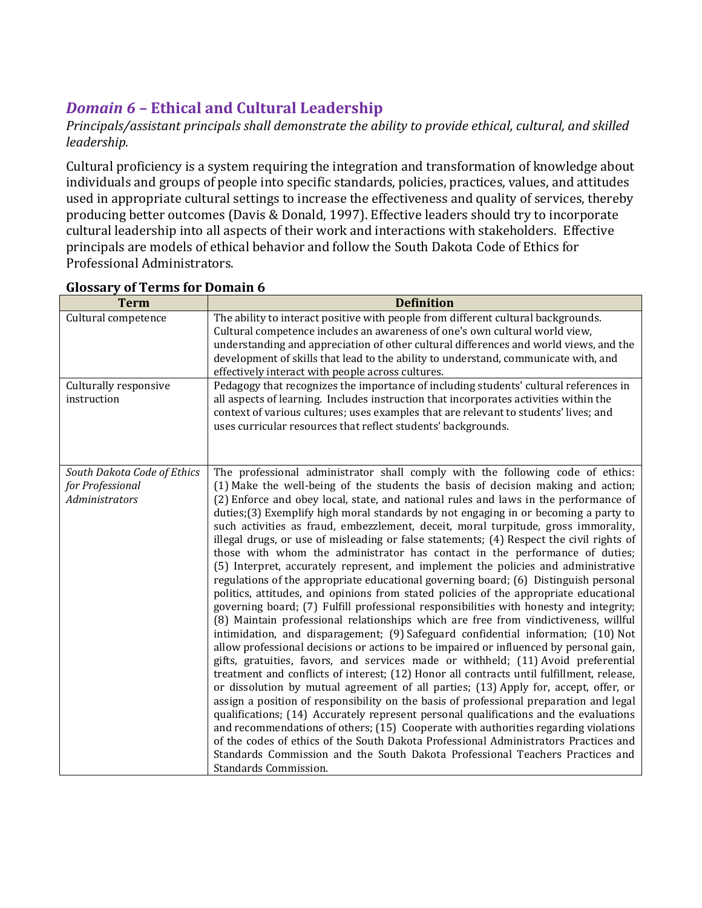## *Domain 6* – Ethical and Cultural Leadership

*Principals/assistant principals shall demonstrate the ability to provide ethical, cultural, and skilled leadership.*

Cultural proficiency is a system requiring the integration and transformation of knowledge about individuals and groups of people into specific standards, policies, practices, values, and attitudes used in appropriate cultural settings to increase the effectiveness and quality of services, thereby producing better outcomes (Davis & Donald, 1997). Effective leaders should try to incorporate cultural leadership into all aspects of their work and interactions with stakeholders. Effective principals are models of ethical behavior and follow the South Dakota Code of Ethics for Professional Administrators.

### Glossary of Terms for Domain 6

| Term | Definition |
|---|---|
| Cultural competence | The ability to interact positive with people from different cultural backgrounds. Cultural competence includes an awareness of one's own cultural world view, understanding and appreciation of other cultural differences and world views, and the development of skills that lead to the ability to understand, communicate with, and effectively interact with people across cultures. |
| Culturally responsive instruction | Pedagogy that recognizes the importance of including students' cultural references in all aspects of learning. Includes instruction that incorporates activities within the context of various cultures; uses examples that are relevant to students' lives; and uses curricular resources that reflect students' backgrounds. |
| *South Dakota Code of Ethics for Professional Administrators* | The professional administrator shall comply with the following code of ethics: (1) Make the well-being of the students the basis of decision making and action; (2) Enforce and obey local, state, and national rules and laws in the performance of duties;(3) Exemplify high moral standards by not engaging in or becoming a party to such activities as fraud, embezzlement, deceit, moral turpitude, gross immorality, illegal drugs, or use of misleading or false statements; (4) Respect the civil rights of those with whom the administrator has contact in the performance of duties; (5) Interpret, accurately represent, and implement the policies and administrative regulations of the appropriate educational governing board; (6) Distinguish personal politics, attitudes, and opinions from stated policies of the appropriate educational governing board; (7) Fulfill professional responsibilities with honesty and integrity; (8) Maintain professional relationships which are free from vindictiveness, willful intimidation, and disparagement; (9) Safeguard confidential information; (10) Not allow professional decisions or actions to be impaired or influenced by personal gain, gifts, gratuities, favors, and services made or withheld; (11) Avoid preferential treatment and conflicts of interest; (12) Honor all contracts until fulfillment, release, or dissolution by mutual agreement of all parties; (13) Apply for, accept, offer, or assign a position of responsibility on the basis of professional preparation and legal qualifications; (14) Accurately represent personal qualifications and the evaluations and recommendations of others; (15) Cooperate with authorities regarding violations of the codes of ethics of the South Dakota Professional Administrators Practices and Standards Commission and the South Dakota Professional Teachers Practices and Standards Commission. |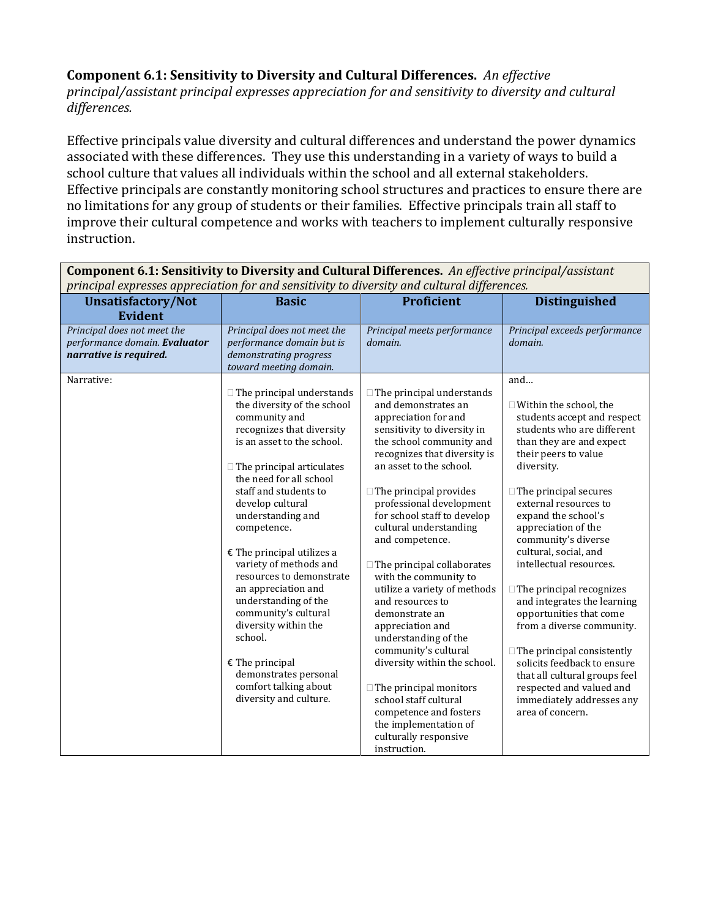**Component 6.1: Sensitivity to Diversity and Cultural Differences.** *An effective principal/assistant principal expresses appreciation for and sensitivity to diversity and cultural differences.*

Effective principals value diversity and cultural differences and understand the power dynamics associated with these differences. They use this understanding in a variety of ways to build a school culture that values all individuals within the school and all external stakeholders. Effective principals are constantly monitoring school structures and practices to ensure there are no limitations for any group of students or their families. Effective principals train all staff to improve their cultural competence and works with teachers to implement culturally responsive instruction.

| **Component 6.1: Sensitivity to Diversity and Cultural Differences.** *An effective principal/assistant principal expresses appreciation for and sensitivity to diversity and cultural differences.* | | | |
|---|---|---|---|
| **Unsatisfactory/Not Evident** | **Basic** | **Proficient** | **Distinguished** |
| *Principal does not meet the performance domain.* ***Evaluator narrative is required.*** | *Principal does not meet the performance domain but is demonstrating progress toward meeting domain.* | *Principal meets performance domain.* | *Principal exceeds performance domain.* |
| Narrative: | The principal understands the diversity of the school community and recognizes that diversity is an asset to the school.<br><br>The principal articulates the need for all school staff and students to develop cultural understanding and competence.<br><br>€ The principal utilizes a variety of methods and resources to demonstrate an appreciation and understanding of the community's cultural diversity within the school.<br><br>€ The principal demonstrates personal comfort talking about diversity and culture. | The principal understands and demonstrates an appreciation for and sensitivity to diversity in the school community and recognizes that diversity is an asset to the school.<br><br>The principal provides professional development for school staff to develop cultural understanding and competence.<br><br>The principal collaborates with the community to utilize a variety of methods and resources to demonstrate an appreciation and understanding of the community's cultural diversity within the school.<br><br>The principal monitors school staff cultural competence and fosters the implementation of culturally responsive instruction. | and…<br><br>Within the school, the students accept and respect students who are different than they are and expect their peers to value diversity.<br><br>The principal secures external resources to expand the school's appreciation of the community's diverse cultural, social, and intellectual resources.<br><br>The principal recognizes and integrates the learning opportunities that come from a diverse community.<br><br>The principal consistently solicits feedback to ensure that all cultural groups feel respected and valued and immediately addresses any area of concern. |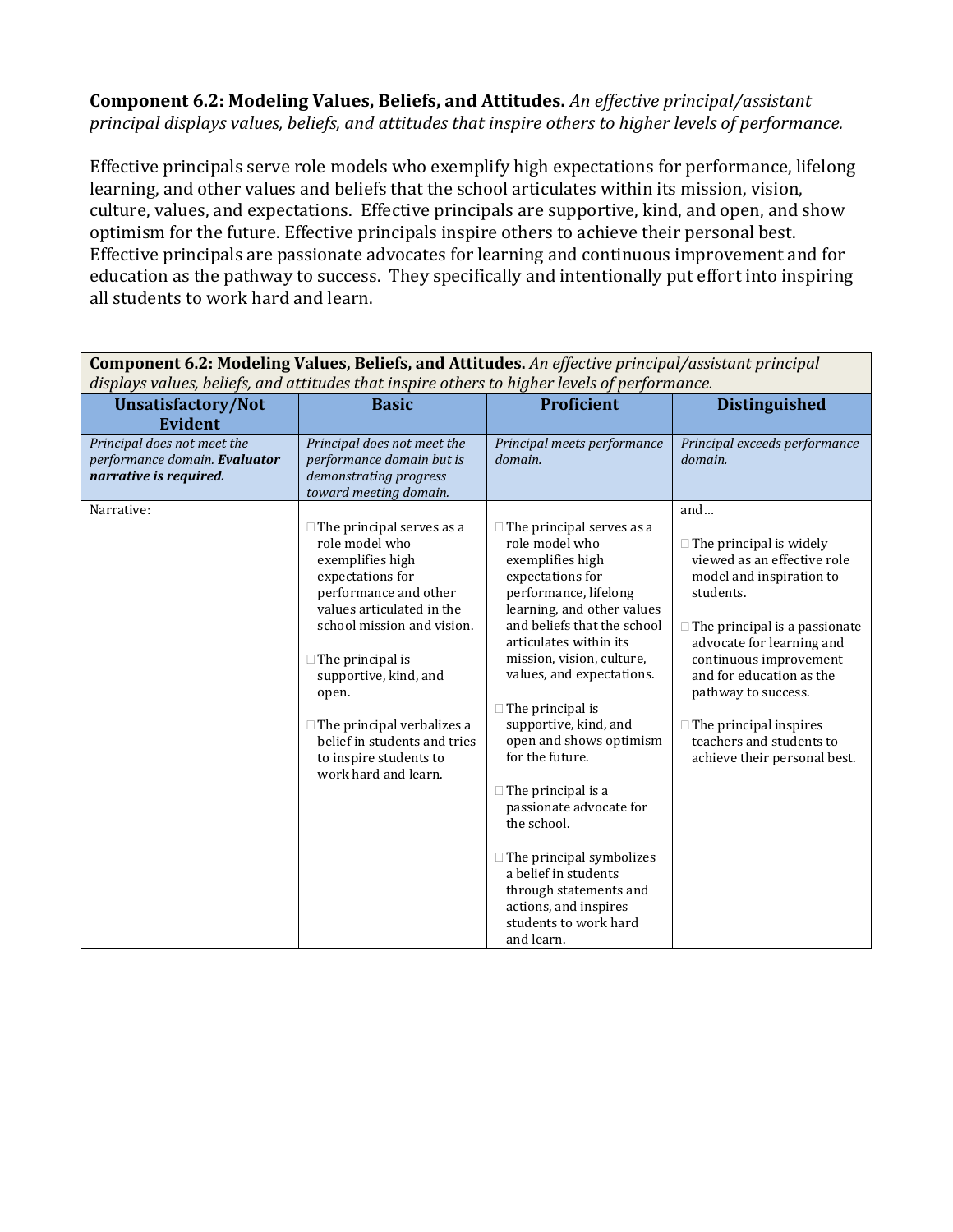**Component 6.2: Modeling Values, Beliefs, and Attitudes.** *An effective principal/assistant principal displays values, beliefs, and attitudes that inspire others to higher levels of performance.*

Effective principals serve role models who exemplify high expectations for performance, lifelong learning, and other values and beliefs that the school articulates within its mission, vision, culture, values, and expectations. Effective principals are supportive, kind, and open, and show optimism for the future. Effective principals inspire others to achieve their personal best. Effective principals are passionate advocates for learning and continuous improvement and for education as the pathway to success. They specifically and intentionally put effort into inspiring all students to work hard and learn.

| **Component 6.2: Modeling Values, Beliefs, and Attitudes.** *An effective principal/assistant principal displays values, beliefs, and attitudes that inspire others to higher levels of performance.* | | | |
|---|---|---|---|
| **Unsatisfactory/Not Evident** | **Basic** | **Proficient** | **Distinguished** |
| *Principal does not meet the performance domain.* ***Evaluator narrative is required.*** | *Principal does not meet the performance domain but is demonstrating progress toward meeting domain.* | *Principal meets performance domain.* | *Principal exceeds performance domain.* |
| Narrative: | □ The principal serves as a role model who exemplifies high expectations for performance and other values articulated in the school mission and vision.<br><br>□ The principal is supportive, kind, and open.<br><br>□ The principal verbalizes a belief in students and tries to inspire students to work hard and learn. | □ The principal serves as a role model who exemplifies high expectations for performance, lifelong learning, and other values and beliefs that the school articulates within its mission, vision, culture, values, and expectations.<br><br>□ The principal is supportive, kind, and open and shows optimism for the future.<br><br>□ The principal is a passionate advocate for the school.<br><br>□ The principal symbolizes a belief in students through statements and actions, and inspires students to work hard and learn. | and…<br><br>□ The principal is widely viewed as an effective role model and inspiration to students.<br><br>□ The principal is a passionate advocate for learning and continuous improvement and for education as the pathway to success.<br><br>□ The principal inspires teachers and students to achieve their personal best. |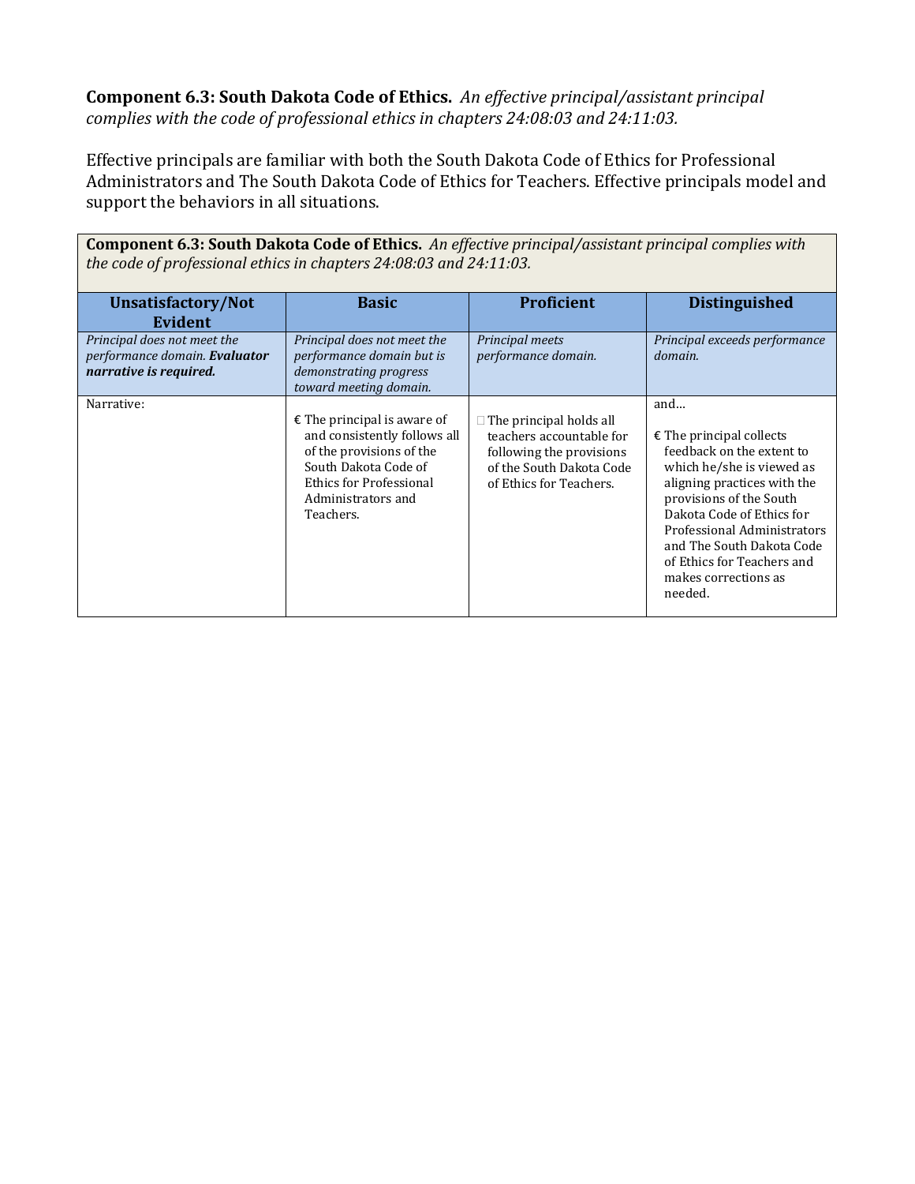**Component 6.3: South Dakota Code of Ethics.** *An effective principal/assistant principal complies with the code of professional ethics in chapters 24:08:03 and 24:11:03.*

Effective principals are familiar with both the South Dakota Code of Ethics for Professional Administrators and The South Dakota Code of Ethics for Teachers. Effective principals model and support the behaviors in all situations.

**Component 6.3: South Dakota Code of Ethics.** *An effective principal/assistant principal complies with the code of professional ethics in chapters 24:08:03 and 24:11:03.*

| Unsatisfactory/Not Evident | Basic | Proficient | Distinguished |
|---|---|---|---|
| *Principal does not meet the performance domain.* ***Evaluator narrative is required.*** | *Principal does not meet the performance domain but is demonstrating progress toward meeting domain.* | *Principal meets performance domain.* | *Principal exceeds performance domain.* |
| Narrative: | € The principal is aware of and consistently follows all of the provisions of the South Dakota Code of Ethics for Professional Administrators and Teachers. | □ The principal holds all teachers accountable for following the provisions of the South Dakota Code of Ethics for Teachers. | and… € The principal collects feedback on the extent to which he/she is viewed as aligning practices with the provisions of the South Dakota Code of Ethics for Professional Administrators and The South Dakota Code of Ethics for Teachers and makes corrections as needed. |